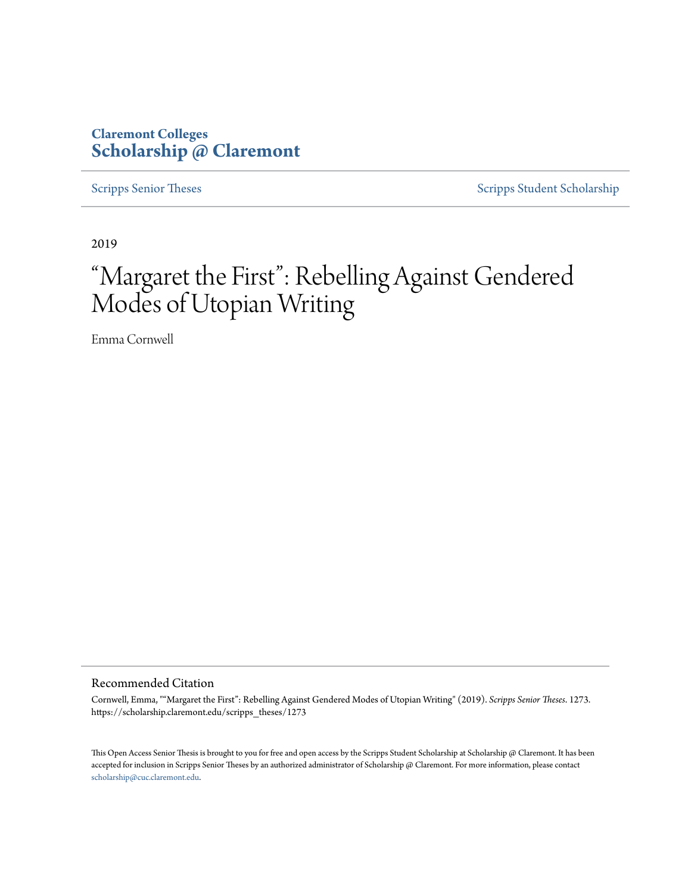Claremont Colleges
**Scholarship @ Claremont**

Scripps Senior Theses | Scripps Student Scholarship

2019

# "Margaret the First": Rebelling Against Gendered Modes of Utopian Writing

Emma Cornwell

## Recommended Citation

Cornwell, Emma, ""Margaret the First": Rebelling Against Gendered Modes of Utopian Writing" (2019). *Scripps Senior Theses*. 1273.
https://scholarship.claremont.edu/scripps_theses/1273

This Open Access Senior Thesis is brought to you for free and open access by the Scripps Student Scholarship at Scholarship @ Claremont. It has been accepted for inclusion in Scripps Senior Theses by an authorized administrator of Scholarship @ Claremont. For more information, please contact scholarship@cuc.claremont.edu.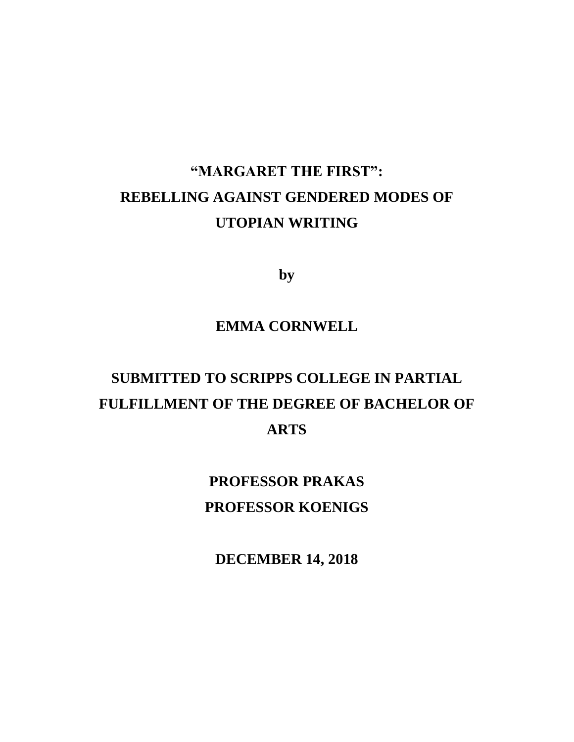# "MARGARET THE FIRST": REBELLING AGAINST GENDERED MODES OF UTOPIAN WRITING

**by**

**EMMA CORNWELL**

**SUBMITTED TO SCRIPPS COLLEGE IN PARTIAL FULFILLMENT OF THE DEGREE OF BACHELOR OF ARTS**

**PROFESSOR PRAKAS**
**PROFESSOR KOENIGS**

**DECEMBER 14, 2018**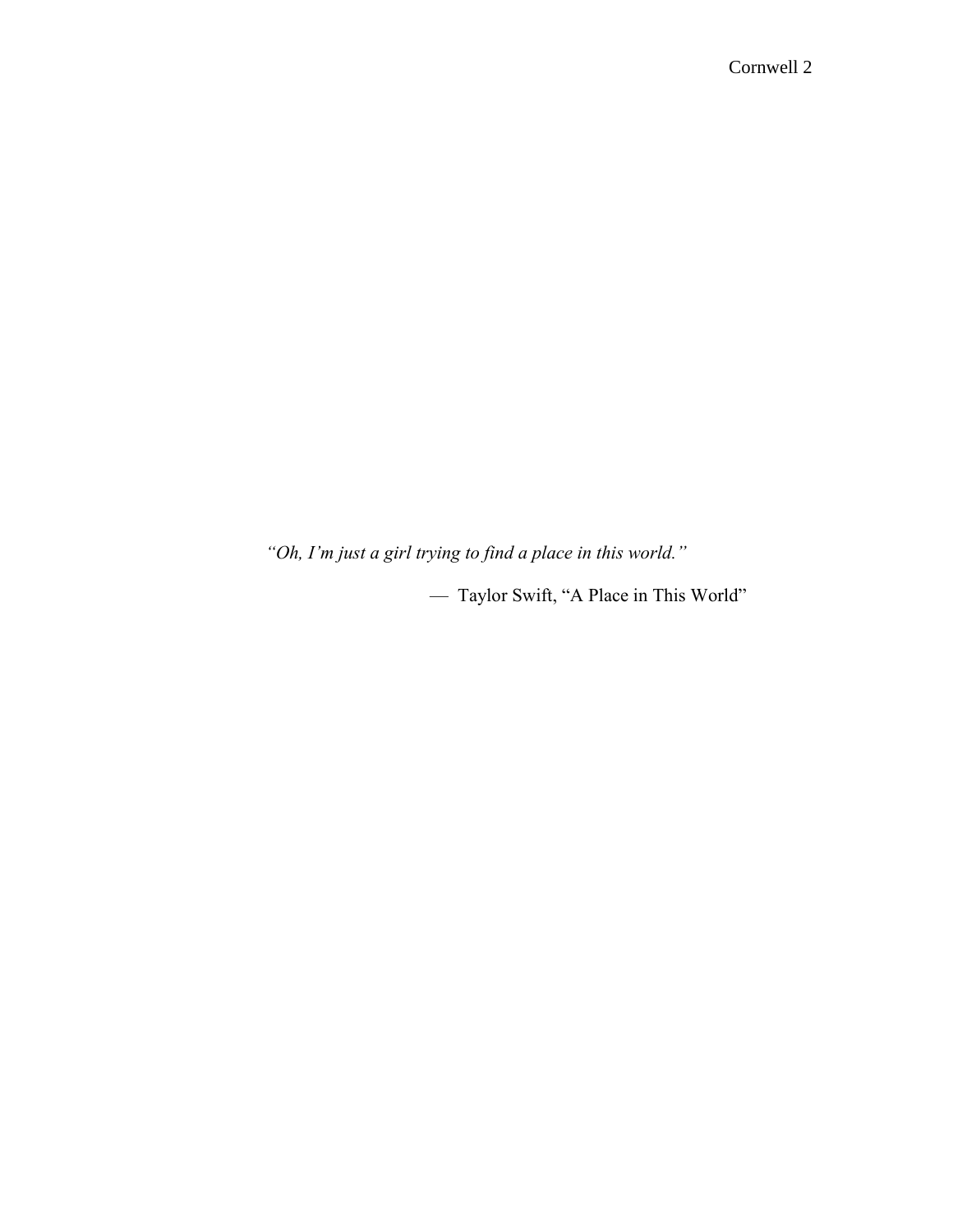*"Oh, I'm just a girl trying to find a place in this world."*

— Taylor Swift, "A Place in This World"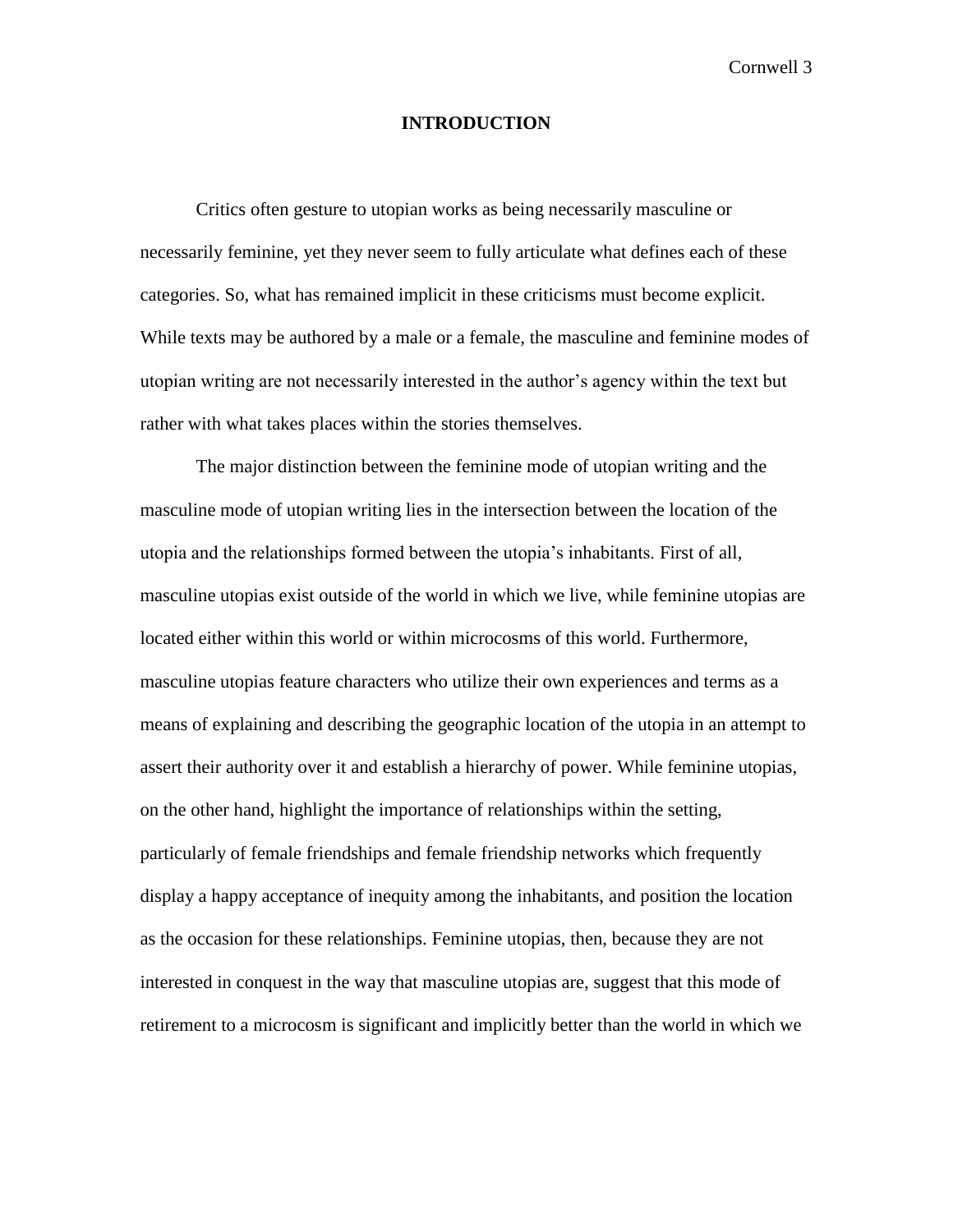# INTRODUCTION

Critics often gesture to utopian works as being necessarily masculine or necessarily feminine, yet they never seem to fully articulate what defines each of these categories. So, what has remained implicit in these criticisms must become explicit. While texts may be authored by a male or a female, the masculine and feminine modes of utopian writing are not necessarily interested in the author's agency within the text but rather with what takes places within the stories themselves.

The major distinction between the feminine mode of utopian writing and the masculine mode of utopian writing lies in the intersection between the location of the utopia and the relationships formed between the utopia's inhabitants. First of all, masculine utopias exist outside of the world in which we live, while feminine utopias are located either within this world or within microcosms of this world. Furthermore, masculine utopias feature characters who utilize their own experiences and terms as a means of explaining and describing the geographic location of the utopia in an attempt to assert their authority over it and establish a hierarchy of power. While feminine utopias, on the other hand, highlight the importance of relationships within the setting, particularly of female friendships and female friendship networks which frequently display a happy acceptance of inequity among the inhabitants, and position the location as the occasion for these relationships. Feminine utopias, then, because they are not interested in conquest in the way that masculine utopias are, suggest that this mode of retirement to a microcosm is significant and implicitly better than the world in which we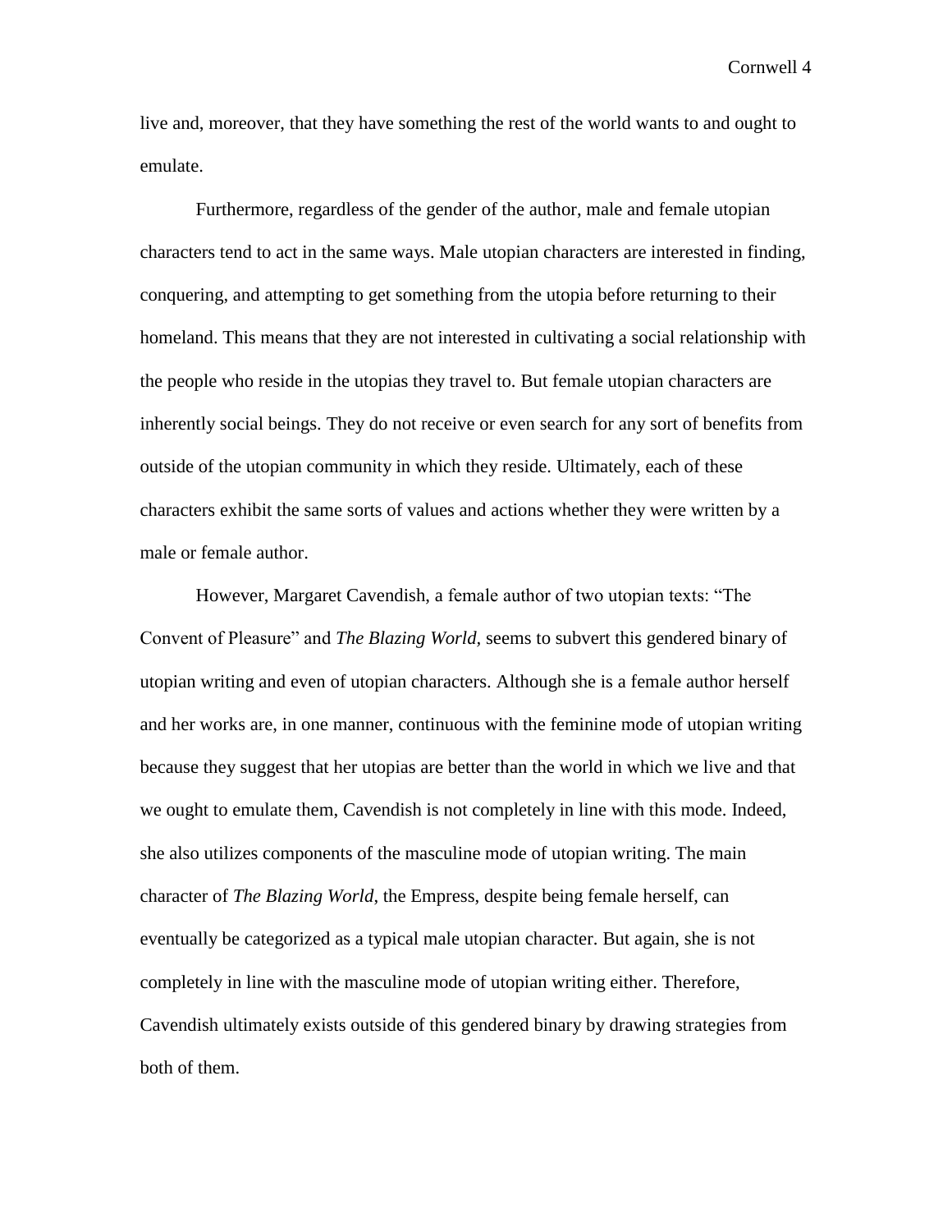live and, moreover, that they have something the rest of the world wants to and ought to emulate.

Furthermore, regardless of the gender of the author, male and female utopian characters tend to act in the same ways. Male utopian characters are interested in finding, conquering, and attempting to get something from the utopia before returning to their homeland. This means that they are not interested in cultivating a social relationship with the people who reside in the utopias they travel to. But female utopian characters are inherently social beings. They do not receive or even search for any sort of benefits from outside of the utopian community in which they reside. Ultimately, each of these characters exhibit the same sorts of values and actions whether they were written by a male or female author.

However, Margaret Cavendish, a female author of two utopian texts: "The Convent of Pleasure" and *The Blazing World*, seems to subvert this gendered binary of utopian writing and even of utopian characters. Although she is a female author herself and her works are, in one manner, continuous with the feminine mode of utopian writing because they suggest that her utopias are better than the world in which we live and that we ought to emulate them, Cavendish is not completely in line with this mode. Indeed, she also utilizes components of the masculine mode of utopian writing. The main character of *The Blazing World*, the Empress, despite being female herself, can eventually be categorized as a typical male utopian character. But again, she is not completely in line with the masculine mode of utopian writing either. Therefore, Cavendish ultimately exists outside of this gendered binary by drawing strategies from both of them.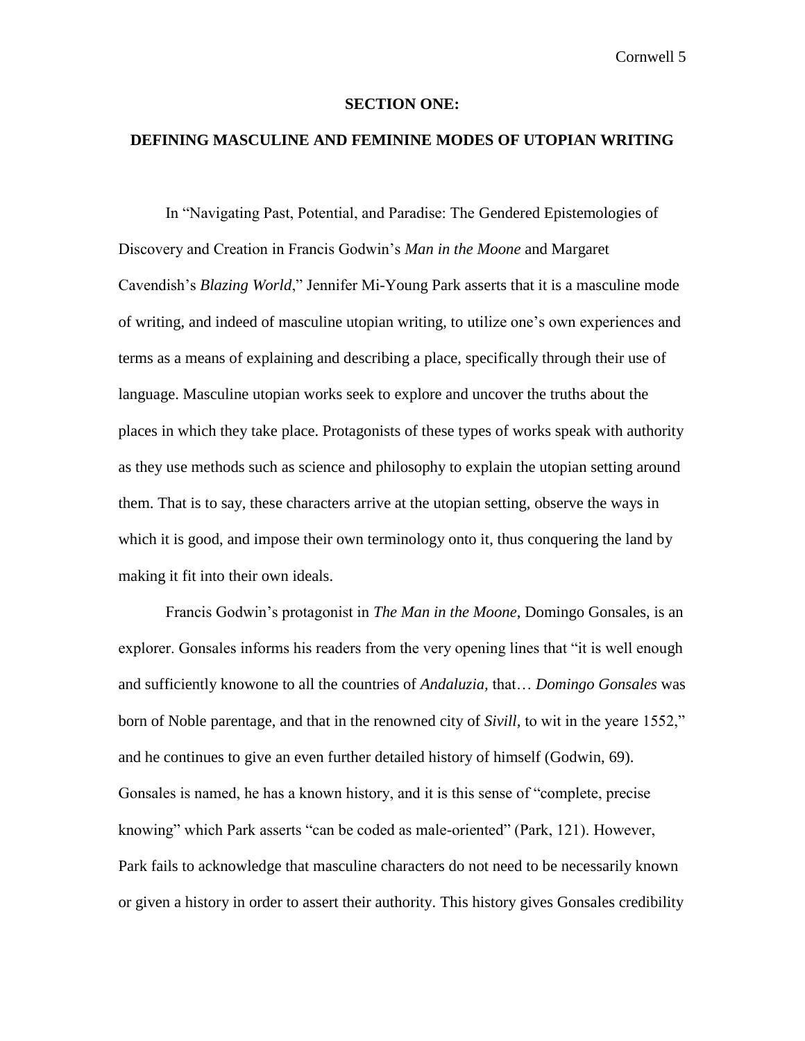## SECTION ONE:

## DEFINING MASCULINE AND FEMININE MODES OF UTOPIAN WRITING

In "Navigating Past, Potential, and Paradise: The Gendered Epistemologies of Discovery and Creation in Francis Godwin's *Man in the Moone* and Margaret Cavendish's *Blazing World*," Jennifer Mi-Young Park asserts that it is a masculine mode of writing, and indeed of masculine utopian writing, to utilize one's own experiences and terms as a means of explaining and describing a place, specifically through their use of language. Masculine utopian works seek to explore and uncover the truths about the places in which they take place. Protagonists of these types of works speak with authority as they use methods such as science and philosophy to explain the utopian setting around them. That is to say, these characters arrive at the utopian setting, observe the ways in which it is good, and impose their own terminology onto it, thus conquering the land by making it fit into their own ideals.

Francis Godwin's protagonist in *The Man in the Moone*, Domingo Gonsales, is an explorer. Gonsales informs his readers from the very opening lines that "it is well enough and sufficiently knowone to all the countries of *Andaluzia,* that… *Domingo Gonsales* was born of Noble parentage, and that in the renowned city of *Sivill*, to wit in the yeare 1552," and he continues to give an even further detailed history of himself (Godwin, 69). Gonsales is named, he has a known history, and it is this sense of "complete, precise knowing" which Park asserts "can be coded as male-oriented" (Park, 121). However, Park fails to acknowledge that masculine characters do not need to be necessarily known or given a history in order to assert their authority. This history gives Gonsales credibility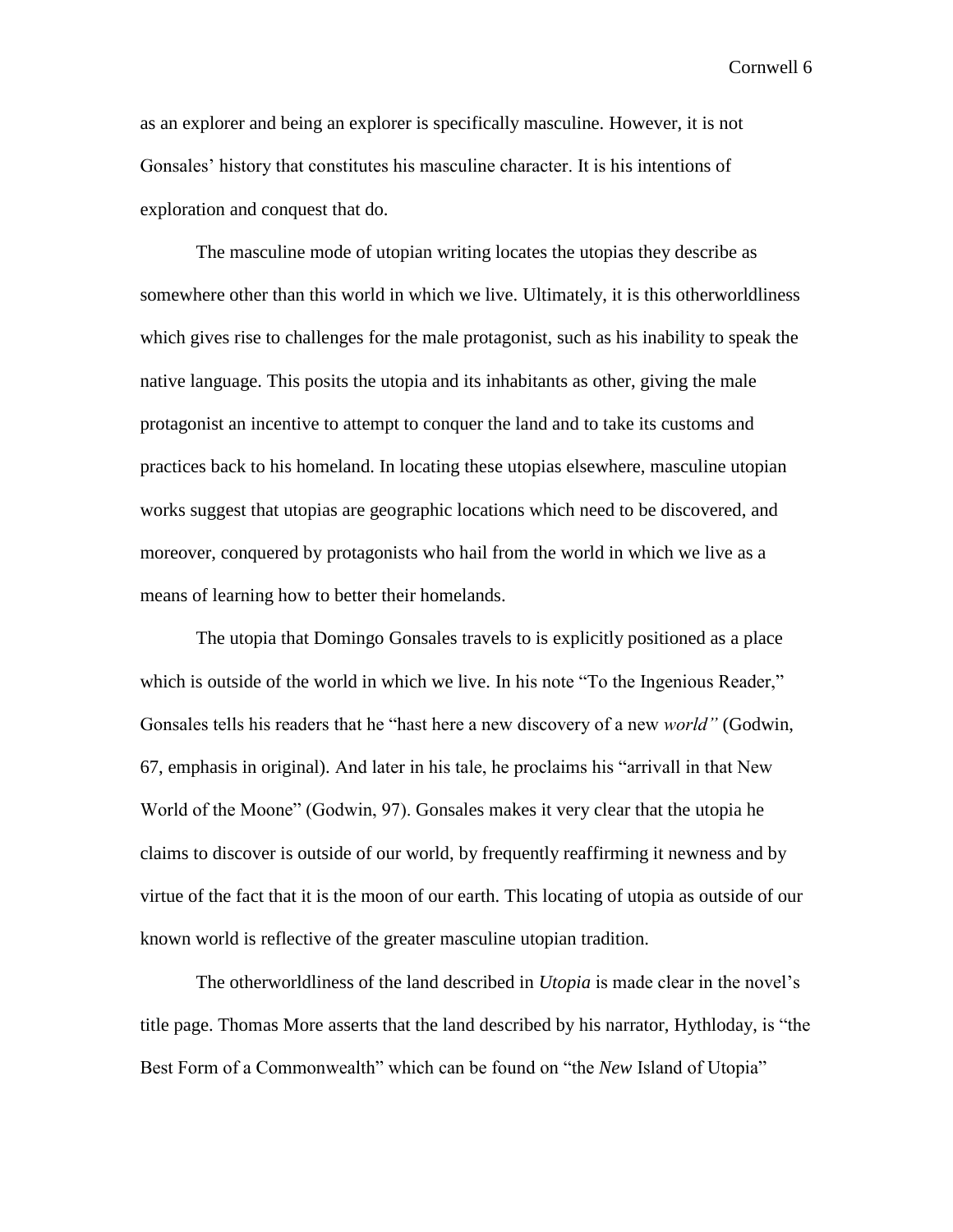as an explorer and being an explorer is specifically masculine. However, it is not Gonsales' history that constitutes his masculine character. It is his intentions of exploration and conquest that do.

The masculine mode of utopian writing locates the utopias they describe as somewhere other than this world in which we live. Ultimately, it is this otherworldliness which gives rise to challenges for the male protagonist, such as his inability to speak the native language. This posits the utopia and its inhabitants as other, giving the male protagonist an incentive to attempt to conquer the land and to take its customs and practices back to his homeland. In locating these utopias elsewhere, masculine utopian works suggest that utopias are geographic locations which need to be discovered, and moreover, conquered by protagonists who hail from the world in which we live as a means of learning how to better their homelands.

The utopia that Domingo Gonsales travels to is explicitly positioned as a place which is outside of the world in which we live. In his note "To the Ingenious Reader," Gonsales tells his readers that he "hast here a new discovery of a new *world"* (Godwin, 67, emphasis in original). And later in his tale, he proclaims his "arrivall in that New World of the Moone" (Godwin, 97). Gonsales makes it very clear that the utopia he claims to discover is outside of our world, by frequently reaffirming it newness and by virtue of the fact that it is the moon of our earth. This locating of utopia as outside of our known world is reflective of the greater masculine utopian tradition.

The otherworldliness of the land described in *Utopia* is made clear in the novel's title page. Thomas More asserts that the land described by his narrator, Hythloday, is "the Best Form of a Commonwealth" which can be found on "the *New* Island of Utopia"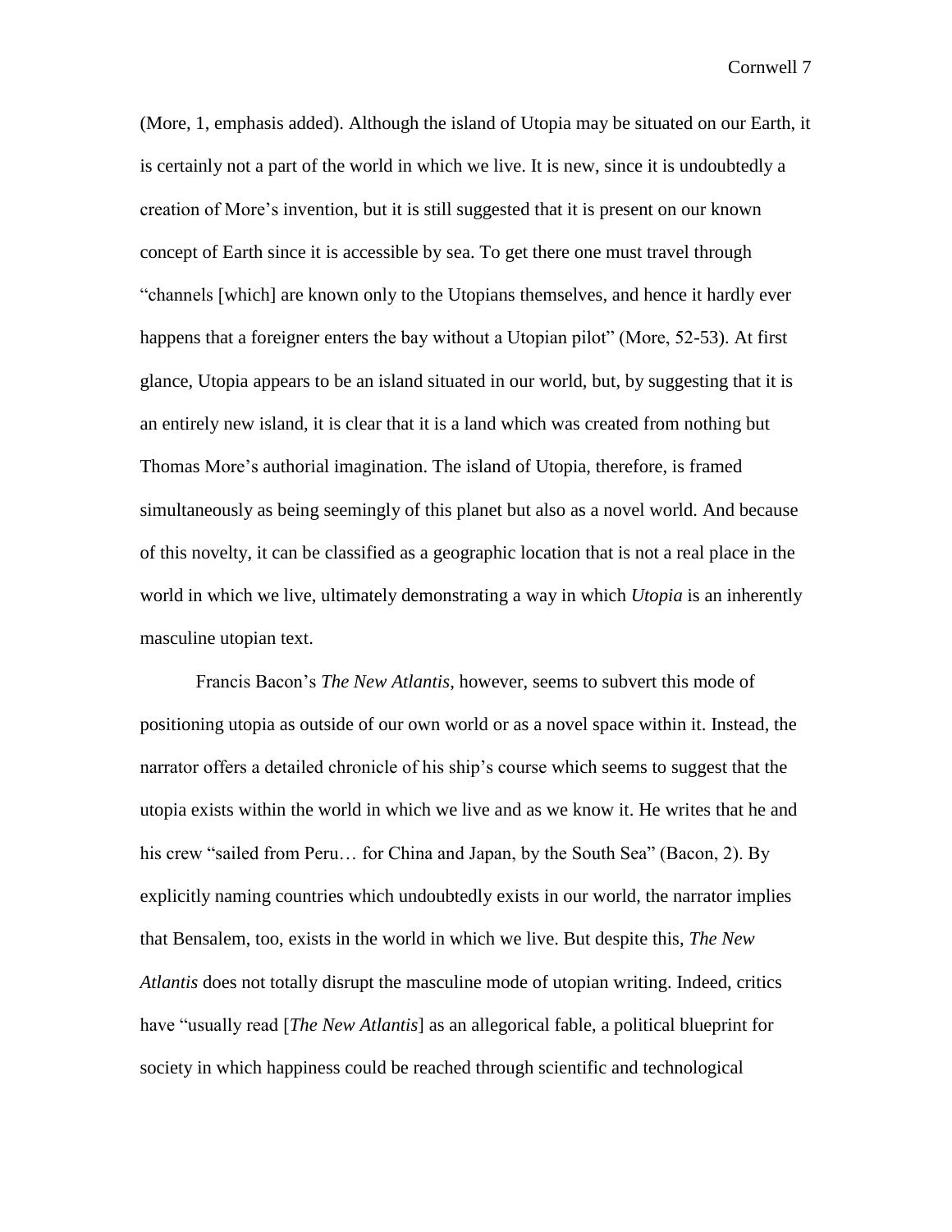(More, 1, emphasis added). Although the island of Utopia may be situated on our Earth, it is certainly not a part of the world in which we live. It is new, since it is undoubtedly a creation of More's invention, but it is still suggested that it is present on our known concept of Earth since it is accessible by sea. To get there one must travel through "channels [which] are known only to the Utopians themselves, and hence it hardly ever happens that a foreigner enters the bay without a Utopian pilot" (More, 52-53). At first glance, Utopia appears to be an island situated in our world, but, by suggesting that it is an entirely new island, it is clear that it is a land which was created from nothing but Thomas More's authorial imagination. The island of Utopia, therefore, is framed simultaneously as being seemingly of this planet but also as a novel world. And because of this novelty, it can be classified as a geographic location that is not a real place in the world in which we live, ultimately demonstrating a way in which *Utopia* is an inherently masculine utopian text.

Francis Bacon's *The New Atlantis*, however, seems to subvert this mode of positioning utopia as outside of our own world or as a novel space within it. Instead, the narrator offers a detailed chronicle of his ship's course which seems to suggest that the utopia exists within the world in which we live and as we know it. He writes that he and his crew "sailed from Peru… for China and Japan, by the South Sea" (Bacon, 2). By explicitly naming countries which undoubtedly exists in our world, the narrator implies that Bensalem, too, exists in the world in which we live. But despite this, *The New Atlantis* does not totally disrupt the masculine mode of utopian writing. Indeed, critics have "usually read [*The New Atlantis*] as an allegorical fable, a political blueprint for society in which happiness could be reached through scientific and technological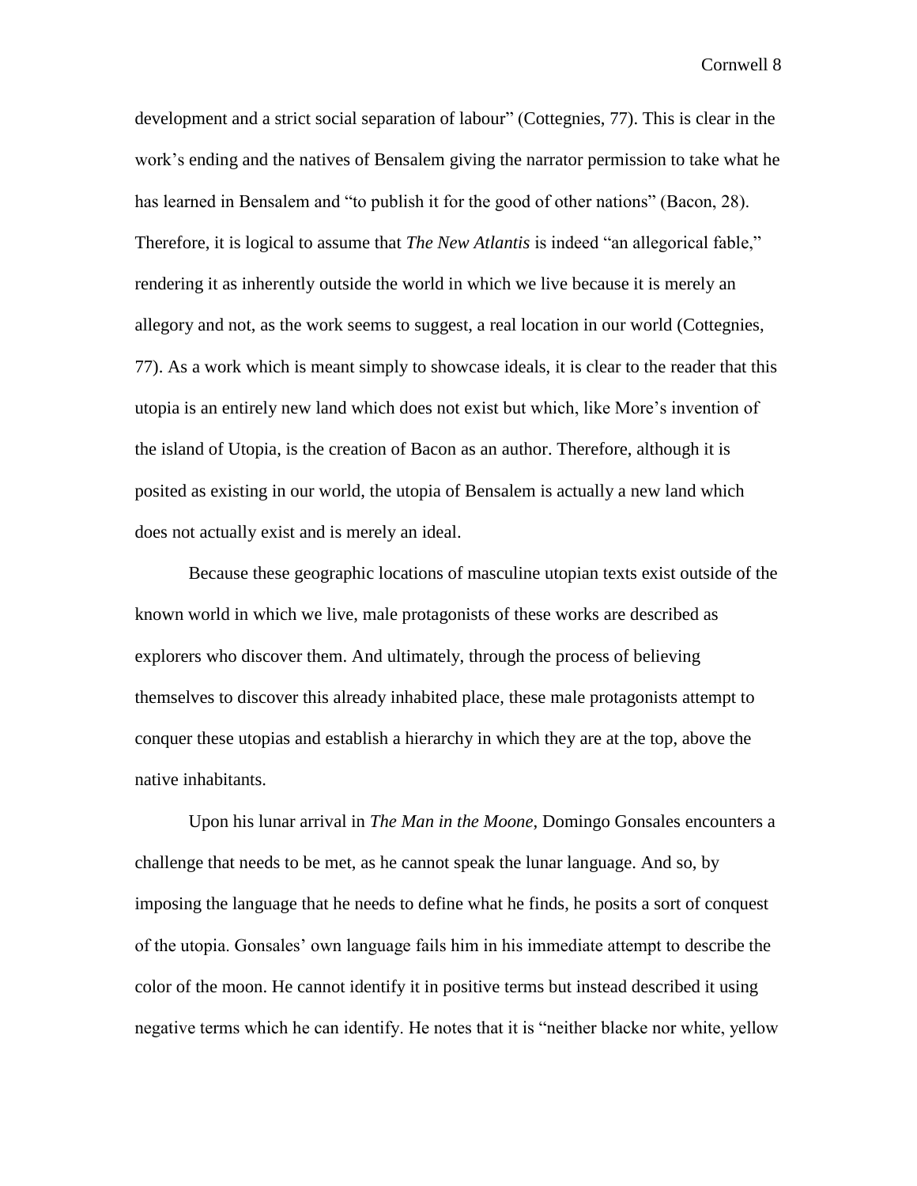development and a strict social separation of labour" (Cottegnies, 77). This is clear in the work's ending and the natives of Bensalem giving the narrator permission to take what he has learned in Bensalem and "to publish it for the good of other nations" (Bacon, 28). Therefore, it is logical to assume that *The New Atlantis* is indeed "an allegorical fable," rendering it as inherently outside the world in which we live because it is merely an allegory and not, as the work seems to suggest, a real location in our world (Cottegnies, 77). As a work which is meant simply to showcase ideals, it is clear to the reader that this utopia is an entirely new land which does not exist but which, like More's invention of the island of Utopia, is the creation of Bacon as an author. Therefore, although it is posited as existing in our world, the utopia of Bensalem is actually a new land which does not actually exist and is merely an ideal.

Because these geographic locations of masculine utopian texts exist outside of the known world in which we live, male protagonists of these works are described as explorers who discover them. And ultimately, through the process of believing themselves to discover this already inhabited place, these male protagonists attempt to conquer these utopias and establish a hierarchy in which they are at the top, above the native inhabitants.

Upon his lunar arrival in *The Man in the Moone*, Domingo Gonsales encounters a challenge that needs to be met, as he cannot speak the lunar language. And so, by imposing the language that he needs to define what he finds, he posits a sort of conquest of the utopia. Gonsales' own language fails him in his immediate attempt to describe the color of the moon. He cannot identify it in positive terms but instead described it using negative terms which he can identify. He notes that it is "neither blacke nor white, yellow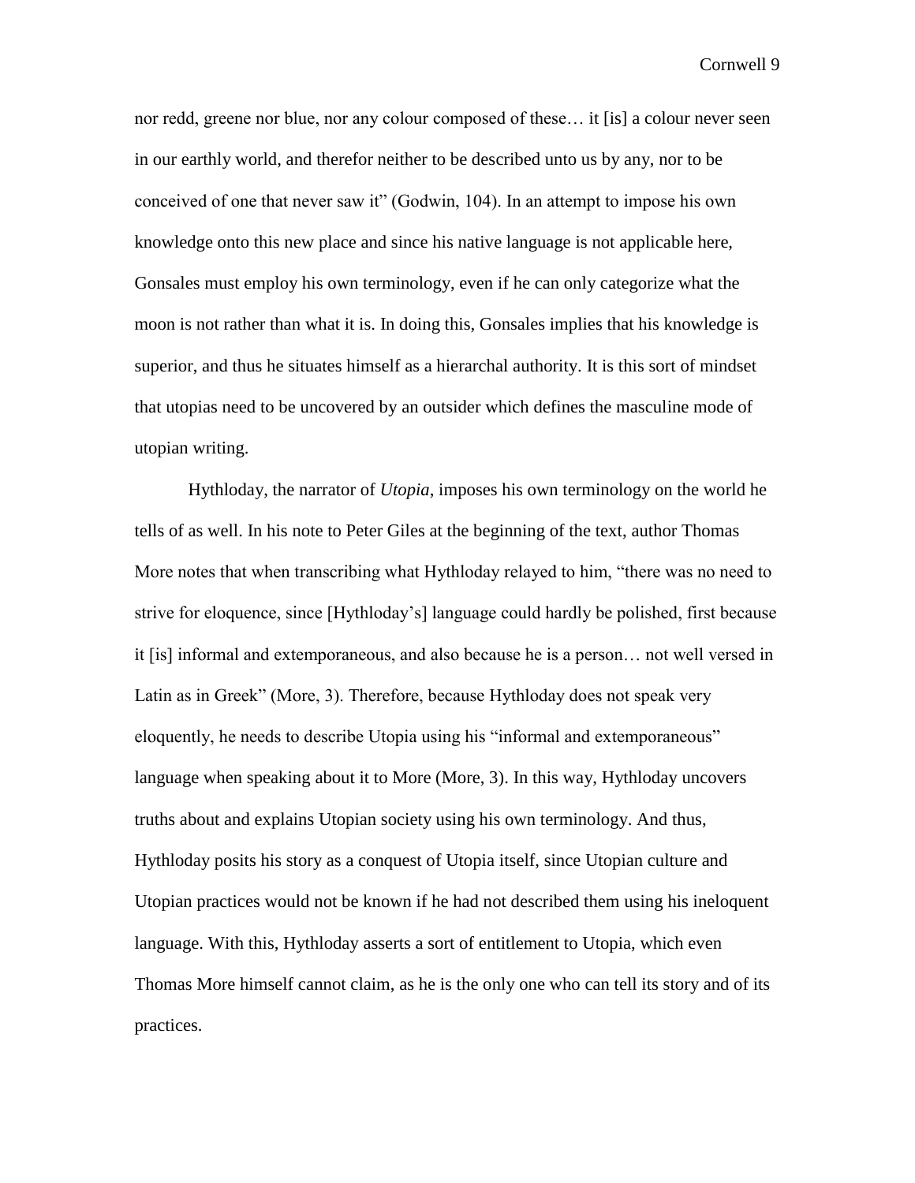nor redd, greene nor blue, nor any colour composed of these… it [is] a colour never seen in our earthly world, and therefor neither to be described unto us by any, nor to be conceived of one that never saw it" (Godwin, 104). In an attempt to impose his own knowledge onto this new place and since his native language is not applicable here, Gonsales must employ his own terminology, even if he can only categorize what the moon is not rather than what it is. In doing this, Gonsales implies that his knowledge is superior, and thus he situates himself as a hierarchal authority. It is this sort of mindset that utopias need to be uncovered by an outsider which defines the masculine mode of utopian writing.

Hythloday, the narrator of *Utopia*, imposes his own terminology on the world he tells of as well. In his note to Peter Giles at the beginning of the text, author Thomas More notes that when transcribing what Hythloday relayed to him, "there was no need to strive for eloquence, since [Hythloday's] language could hardly be polished, first because it [is] informal and extemporaneous, and also because he is a person… not well versed in Latin as in Greek" (More, 3). Therefore, because Hythloday does not speak very eloquently, he needs to describe Utopia using his "informal and extemporaneous" language when speaking about it to More (More, 3). In this way, Hythloday uncovers truths about and explains Utopian society using his own terminology. And thus, Hythloday posits his story as a conquest of Utopia itself, since Utopian culture and Utopian practices would not be known if he had not described them using his ineloquent language. With this, Hythloday asserts a sort of entitlement to Utopia, which even Thomas More himself cannot claim, as he is the only one who can tell its story and of its practices.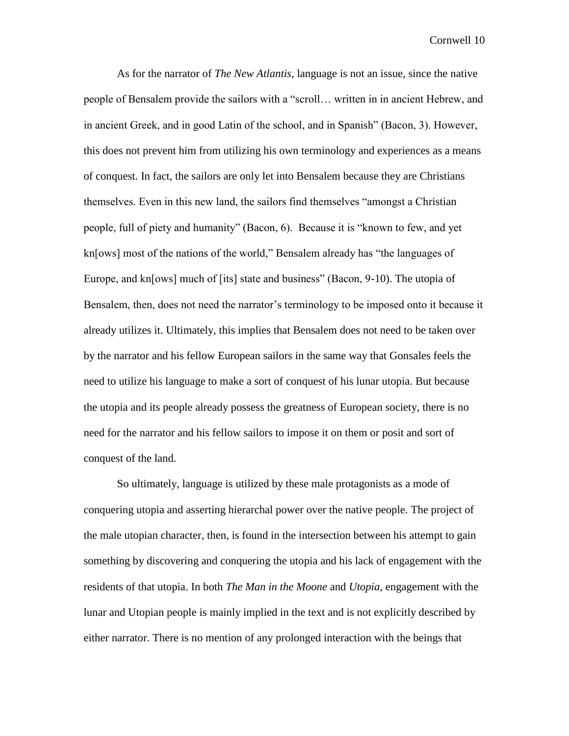As for the narrator of *The New Atlantis*, language is not an issue, since the native people of Bensalem provide the sailors with a "scroll… written in in ancient Hebrew, and in ancient Greek, and in good Latin of the school, and in Spanish" (Bacon, 3). However, this does not prevent him from utilizing his own terminology and experiences as a means of conquest. In fact, the sailors are only let into Bensalem because they are Christians themselves. Even in this new land, the sailors find themselves "amongst a Christian people, full of piety and humanity" (Bacon, 6). Because it is "known to few, and yet kn[ows] most of the nations of the world," Bensalem already has "the languages of Europe, and kn[ows] much of [its] state and business" (Bacon, 9-10). The utopia of Bensalem, then, does not need the narrator's terminology to be imposed onto it because it already utilizes it. Ultimately, this implies that Bensalem does not need to be taken over by the narrator and his fellow European sailors in the same way that Gonsales feels the need to utilize his language to make a sort of conquest of his lunar utopia. But because the utopia and its people already possess the greatness of European society, there is no need for the narrator and his fellow sailors to impose it on them or posit and sort of conquest of the land.

So ultimately, language is utilized by these male protagonists as a mode of conquering utopia and asserting hierarchal power over the native people. The project of the male utopian character, then, is found in the intersection between his attempt to gain something by discovering and conquering the utopia and his lack of engagement with the residents of that utopia. In both *The Man in the Moone* and *Utopia*, engagement with the lunar and Utopian people is mainly implied in the text and is not explicitly described by either narrator. There is no mention of any prolonged interaction with the beings that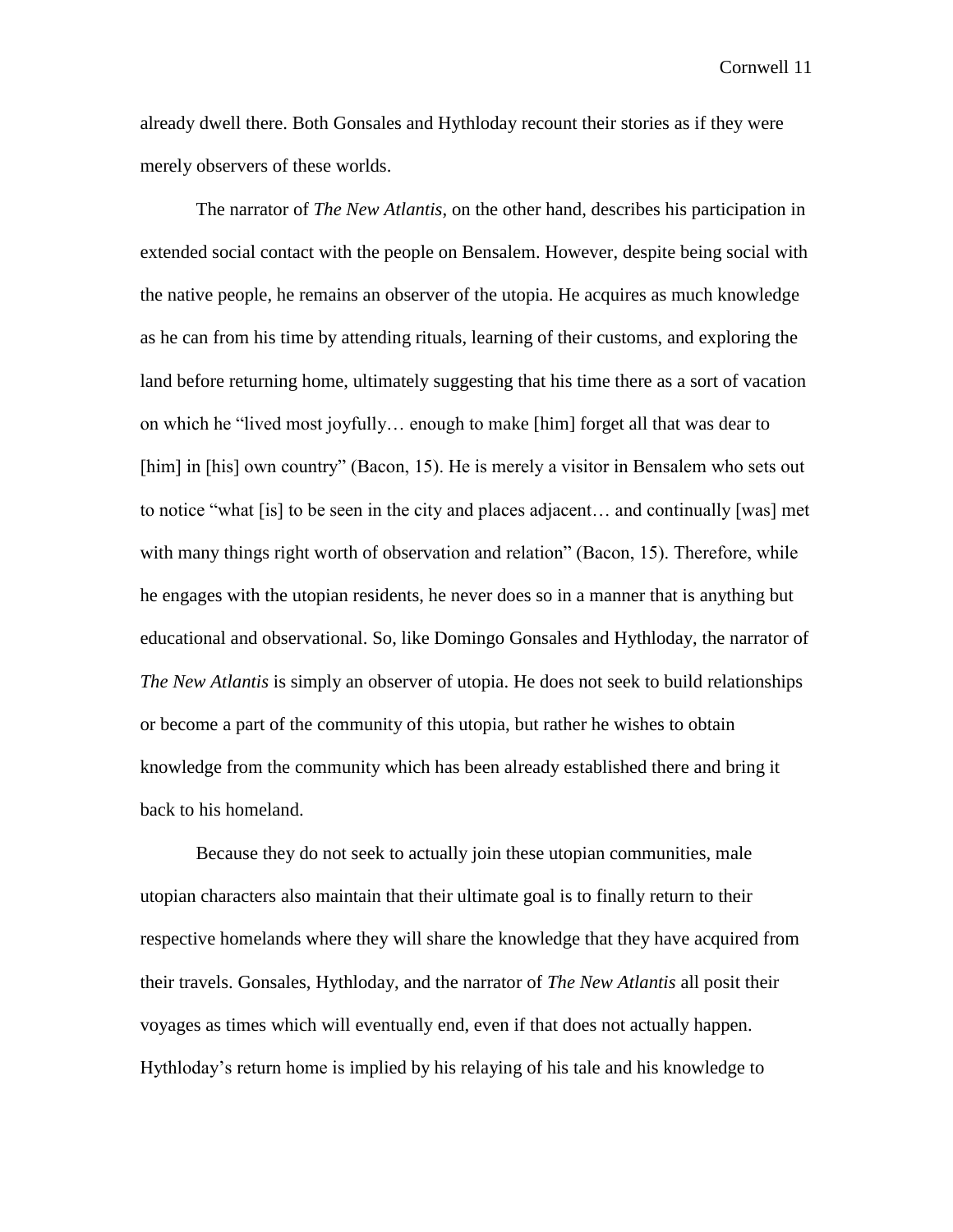already dwell there. Both Gonsales and Hythloday recount their stories as if they were merely observers of these worlds.

The narrator of *The New Atlantis*, on the other hand, describes his participation in extended social contact with the people on Bensalem. However, despite being social with the native people, he remains an observer of the utopia. He acquires as much knowledge as he can from his time by attending rituals, learning of their customs, and exploring the land before returning home, ultimately suggesting that his time there as a sort of vacation on which he "lived most joyfully… enough to make [him] forget all that was dear to [him] in [his] own country" (Bacon, 15). He is merely a visitor in Bensalem who sets out to notice "what [is] to be seen in the city and places adjacent… and continually [was] met with many things right worth of observation and relation" (Bacon, 15). Therefore, while he engages with the utopian residents, he never does so in a manner that is anything but educational and observational. So, like Domingo Gonsales and Hythloday, the narrator of *The New Atlantis* is simply an observer of utopia. He does not seek to build relationships or become a part of the community of this utopia, but rather he wishes to obtain knowledge from the community which has been already established there and bring it back to his homeland.

Because they do not seek to actually join these utopian communities, male utopian characters also maintain that their ultimate goal is to finally return to their respective homelands where they will share the knowledge that they have acquired from their travels. Gonsales, Hythloday, and the narrator of *The New Atlantis* all posit their voyages as times which will eventually end, even if that does not actually happen. Hythloday's return home is implied by his relaying of his tale and his knowledge to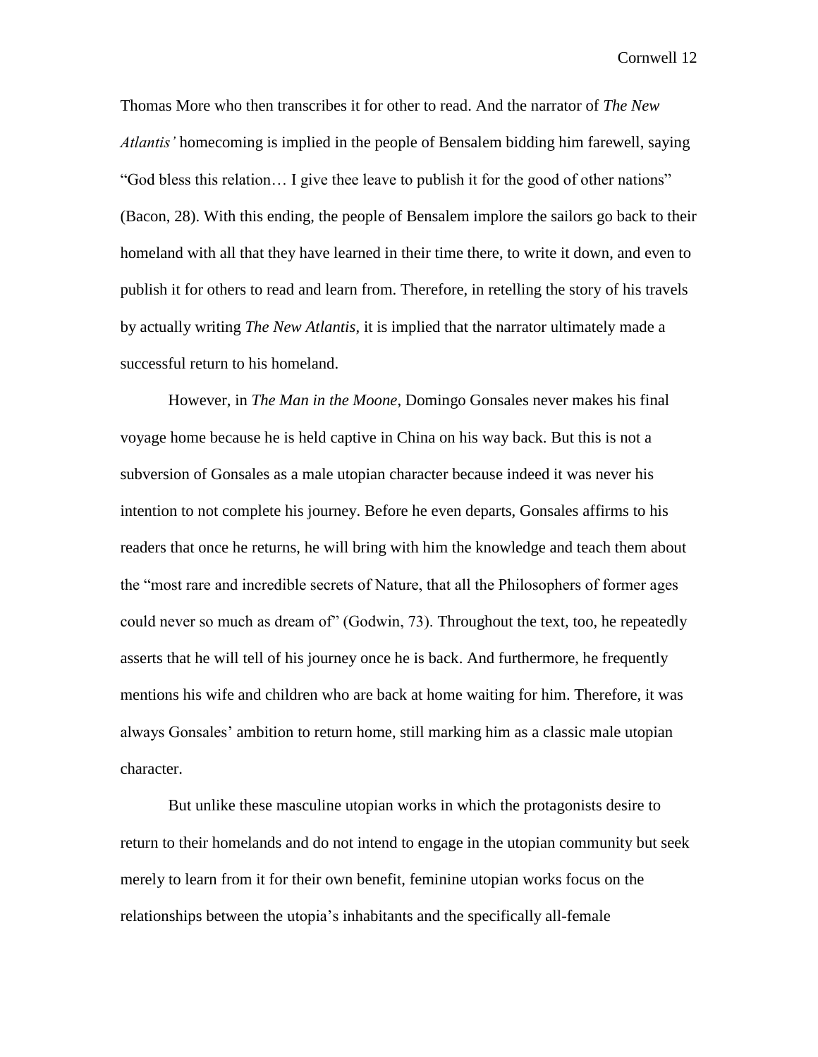Thomas More who then transcribes it for other to read. And the narrator of *The New Atlantis'* homecoming is implied in the people of Bensalem bidding him farewell, saying "God bless this relation… I give thee leave to publish it for the good of other nations" (Bacon, 28). With this ending, the people of Bensalem implore the sailors go back to their homeland with all that they have learned in their time there, to write it down, and even to publish it for others to read and learn from. Therefore, in retelling the story of his travels by actually writing *The New Atlantis*, it is implied that the narrator ultimately made a successful return to his homeland.

However, in *The Man in the Moone*, Domingo Gonsales never makes his final voyage home because he is held captive in China on his way back. But this is not a subversion of Gonsales as a male utopian character because indeed it was never his intention to not complete his journey. Before he even departs, Gonsales affirms to his readers that once he returns, he will bring with him the knowledge and teach them about the "most rare and incredible secrets of Nature, that all the Philosophers of former ages could never so much as dream of" (Godwin, 73). Throughout the text, too, he repeatedly asserts that he will tell of his journey once he is back. And furthermore, he frequently mentions his wife and children who are back at home waiting for him. Therefore, it was always Gonsales' ambition to return home, still marking him as a classic male utopian character.

But unlike these masculine utopian works in which the protagonists desire to return to their homelands and do not intend to engage in the utopian community but seek merely to learn from it for their own benefit, feminine utopian works focus on the relationships between the utopia's inhabitants and the specifically all-female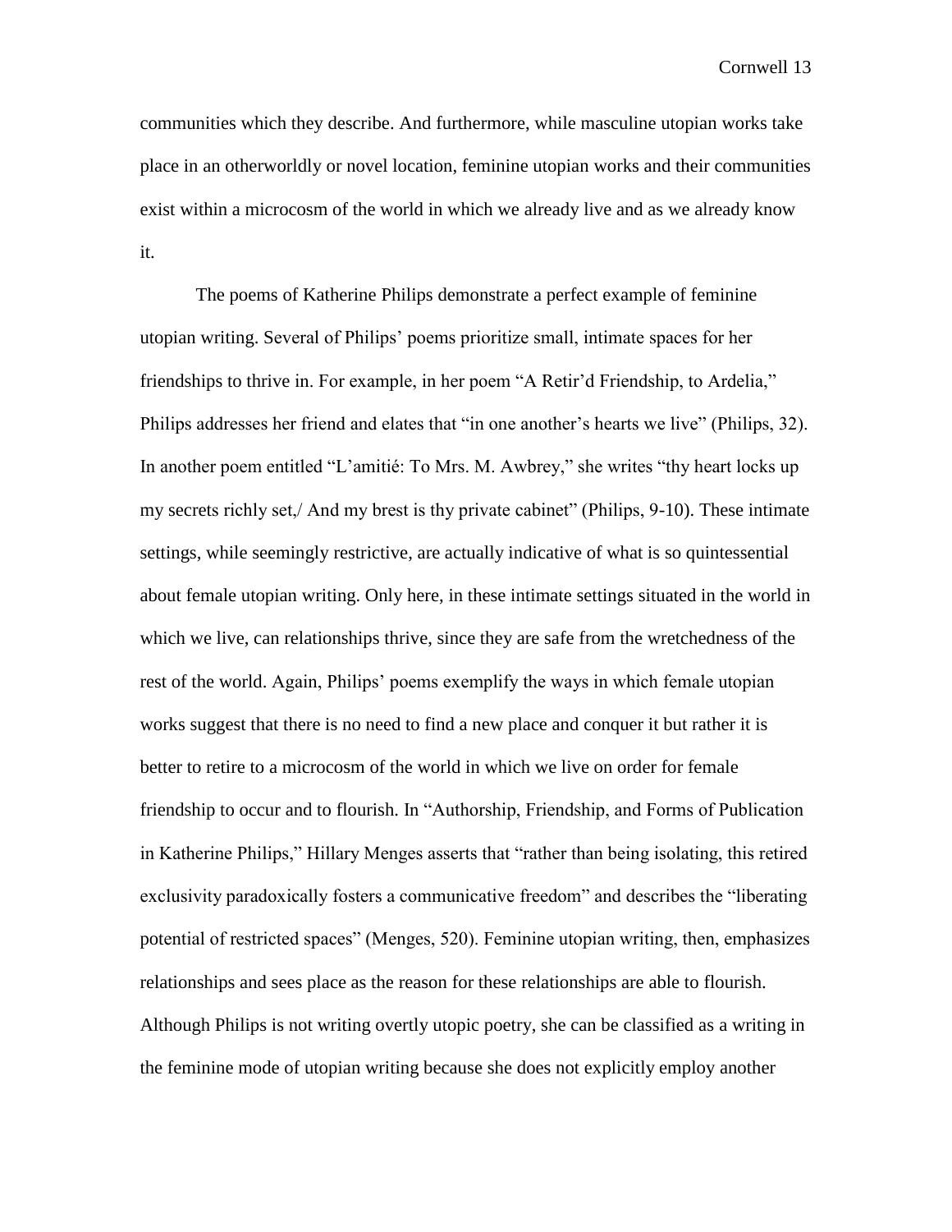communities which they describe. And furthermore, while masculine utopian works take place in an otherworldly or novel location, feminine utopian works and their communities exist within a microcosm of the world in which we already live and as we already know it.

The poems of Katherine Philips demonstrate a perfect example of feminine utopian writing. Several of Philips' poems prioritize small, intimate spaces for her friendships to thrive in. For example, in her poem "A Retir'd Friendship, to Ardelia," Philips addresses her friend and elates that "in one another's hearts we live" (Philips, 32). In another poem entitled "L'amitié: To Mrs. M. Awbrey," she writes "thy heart locks up my secrets richly set,/ And my brest is thy private cabinet" (Philips, 9-10). These intimate settings, while seemingly restrictive, are actually indicative of what is so quintessential about female utopian writing. Only here, in these intimate settings situated in the world in which we live, can relationships thrive, since they are safe from the wretchedness of the rest of the world. Again, Philips' poems exemplify the ways in which female utopian works suggest that there is no need to find a new place and conquer it but rather it is better to retire to a microcosm of the world in which we live on order for female friendship to occur and to flourish. In "Authorship, Friendship, and Forms of Publication in Katherine Philips," Hillary Menges asserts that "rather than being isolating, this retired exclusivity paradoxically fosters a communicative freedom" and describes the "liberating potential of restricted spaces" (Menges, 520). Feminine utopian writing, then, emphasizes relationships and sees place as the reason for these relationships are able to flourish. Although Philips is not writing overtly utopic poetry, she can be classified as a writing in the feminine mode of utopian writing because she does not explicitly employ another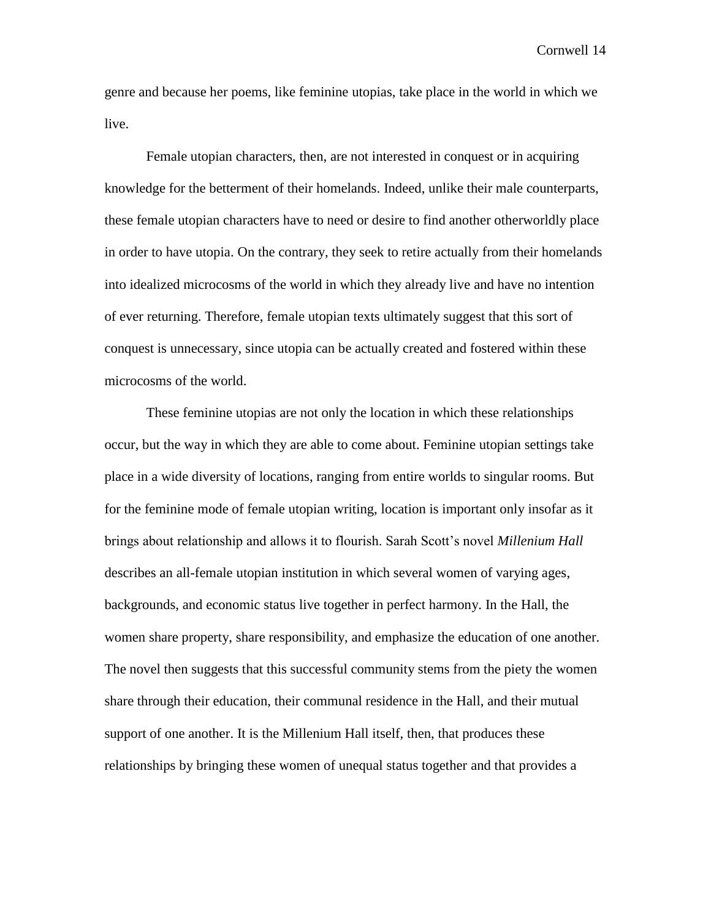genre and because her poems, like feminine utopias, take place in the world in which we live.

Female utopian characters, then, are not interested in conquest or in acquiring knowledge for the betterment of their homelands. Indeed, unlike their male counterparts, these female utopian characters have to need or desire to find another otherworldly place in order to have utopia. On the contrary, they seek to retire actually from their homelands into idealized microcosms of the world in which they already live and have no intention of ever returning. Therefore, female utopian texts ultimately suggest that this sort of conquest is unnecessary, since utopia can be actually created and fostered within these microcosms of the world.

These feminine utopias are not only the location in which these relationships occur, but the way in which they are able to come about. Feminine utopian settings take place in a wide diversity of locations, ranging from entire worlds to singular rooms. But for the feminine mode of female utopian writing, location is important only insofar as it brings about relationship and allows it to flourish. Sarah Scott's novel *Millenium Hall* describes an all-female utopian institution in which several women of varying ages, backgrounds, and economic status live together in perfect harmony. In the Hall, the women share property, share responsibility, and emphasize the education of one another. The novel then suggests that this successful community stems from the piety the women share through their education, their communal residence in the Hall, and their mutual support of one another. It is the Millenium Hall itself, then, that produces these relationships by bringing these women of unequal status together and that provides a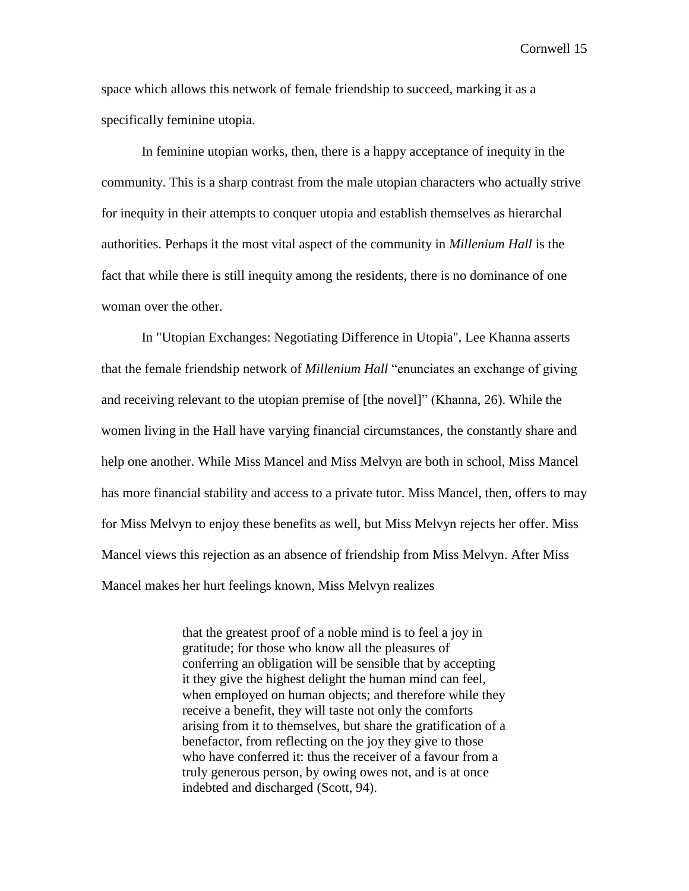space which allows this network of female friendship to succeed, marking it as a specifically feminine utopia.

In feminine utopian works, then, there is a happy acceptance of inequity in the community. This is a sharp contrast from the male utopian characters who actually strive for inequity in their attempts to conquer utopia and establish themselves as hierarchal authorities. Perhaps it the most vital aspect of the community in *Millenium Hall* is the fact that while there is still inequity among the residents, there is no dominance of one woman over the other.

In "Utopian Exchanges: Negotiating Difference in Utopia", Lee Khanna asserts that the female friendship network of *Millenium Hall* "enunciates an exchange of giving and receiving relevant to the utopian premise of [the novel]" (Khanna, 26). While the women living in the Hall have varying financial circumstances, the constantly share and help one another. While Miss Mancel and Miss Melvyn are both in school, Miss Mancel has more financial stability and access to a private tutor. Miss Mancel, then, offers to may for Miss Melvyn to enjoy these benefits as well, but Miss Melvyn rejects her offer. Miss Mancel views this rejection as an absence of friendship from Miss Melvyn. After Miss Mancel makes her hurt feelings known, Miss Melvyn realizes

> that the greatest proof of a noble mind is to feel a joy in gratitude; for those who know all the pleasures of conferring an obligation will be sensible that by accepting it they give the highest delight the human mind can feel, when employed on human objects; and therefore while they receive a benefit, they will taste not only the comforts arising from it to themselves, but share the gratification of a benefactor, from reflecting on the joy they give to those who have conferred it: thus the receiver of a favour from a truly generous person, by owing owes not, and is at once indebted and discharged (Scott, 94).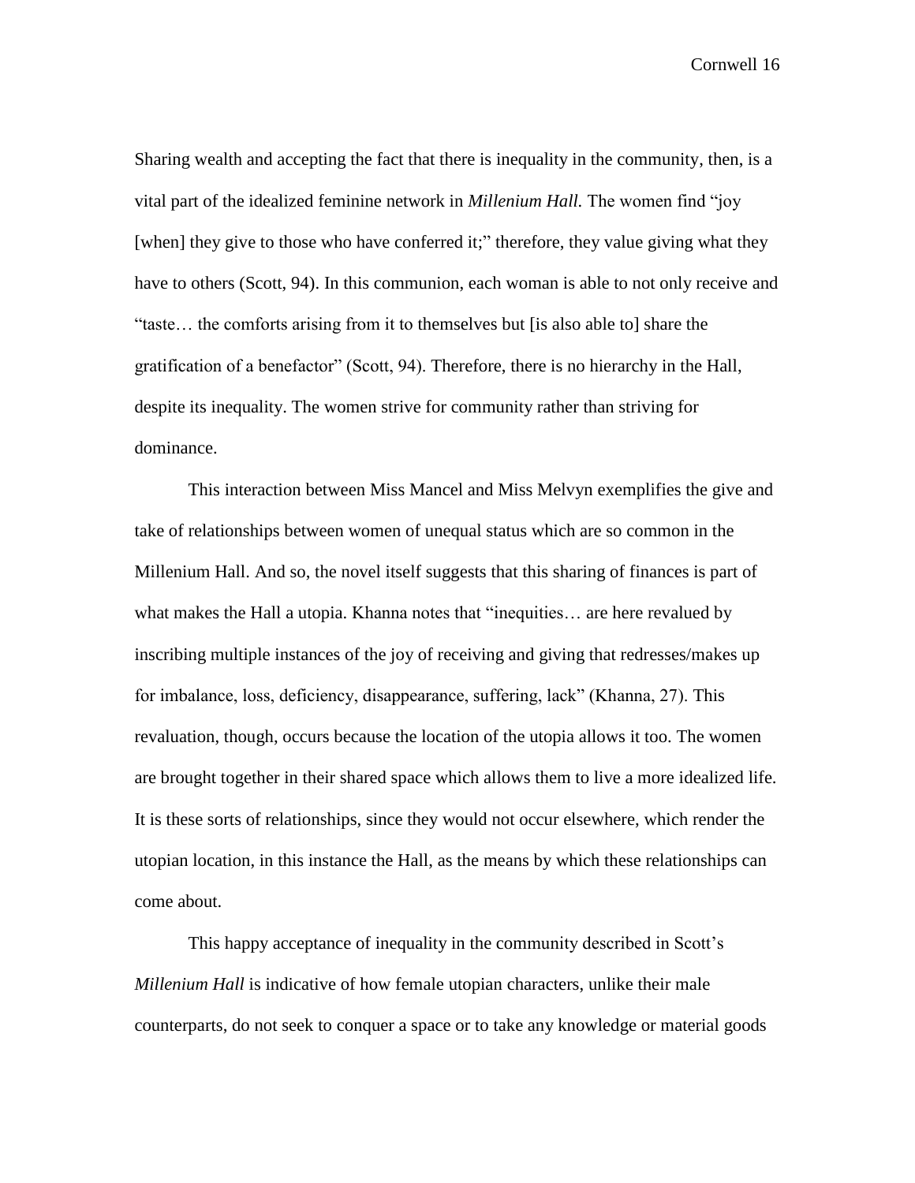Sharing wealth and accepting the fact that there is inequality in the community, then, is a vital part of the idealized feminine network in *Millenium Hall.* The women find "joy [when] they give to those who have conferred it;" therefore, they value giving what they have to others (Scott, 94). In this communion, each woman is able to not only receive and "taste… the comforts arising from it to themselves but [is also able to] share the gratification of a benefactor" (Scott, 94). Therefore, there is no hierarchy in the Hall, despite its inequality. The women strive for community rather than striving for dominance.

This interaction between Miss Mancel and Miss Melvyn exemplifies the give and take of relationships between women of unequal status which are so common in the Millenium Hall. And so, the novel itself suggests that this sharing of finances is part of what makes the Hall a utopia. Khanna notes that "inequities… are here revalued by inscribing multiple instances of the joy of receiving and giving that redresses/makes up for imbalance, loss, deficiency, disappearance, suffering, lack" (Khanna, 27). This revaluation, though, occurs because the location of the utopia allows it too. The women are brought together in their shared space which allows them to live a more idealized life. It is these sorts of relationships, since they would not occur elsewhere, which render the utopian location, in this instance the Hall, as the means by which these relationships can come about.

This happy acceptance of inequality in the community described in Scott's *Millenium Hall* is indicative of how female utopian characters, unlike their male counterparts, do not seek to conquer a space or to take any knowledge or material goods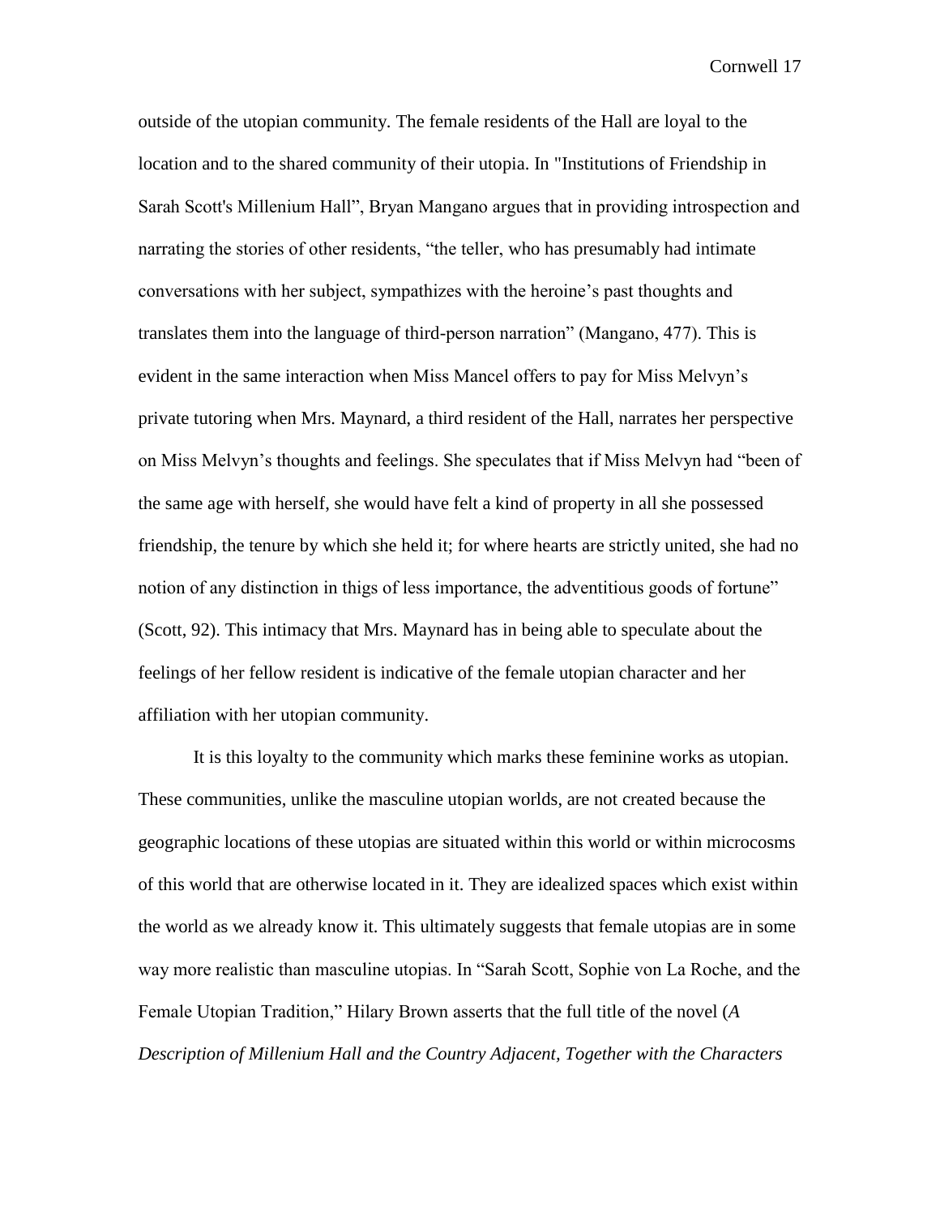outside of the utopian community. The female residents of the Hall are loyal to the location and to the shared community of their utopia. In "Institutions of Friendship in Sarah Scott's Millenium Hall", Bryan Mangano argues that in providing introspection and narrating the stories of other residents, "the teller, who has presumably had intimate conversations with her subject, sympathizes with the heroine's past thoughts and translates them into the language of third-person narration" (Mangano, 477). This is evident in the same interaction when Miss Mancel offers to pay for Miss Melvyn's private tutoring when Mrs. Maynard, a third resident of the Hall, narrates her perspective on Miss Melvyn's thoughts and feelings. She speculates that if Miss Melvyn had "been of the same age with herself, she would have felt a kind of property in all she possessed friendship, the tenure by which she held it; for where hearts are strictly united, she had no notion of any distinction in thigs of less importance, the adventitious goods of fortune" (Scott, 92). This intimacy that Mrs. Maynard has in being able to speculate about the feelings of her fellow resident is indicative of the female utopian character and her affiliation with her utopian community.

It is this loyalty to the community which marks these feminine works as utopian. These communities, unlike the masculine utopian worlds, are not created because the geographic locations of these utopias are situated within this world or within microcosms of this world that are otherwise located in it. They are idealized spaces which exist within the world as we already know it. This ultimately suggests that female utopias are in some way more realistic than masculine utopias. In "Sarah Scott, Sophie von La Roche, and the Female Utopian Tradition," Hilary Brown asserts that the full title of the novel (*A Description of Millenium Hall and the Country Adjacent, Together with the Characters*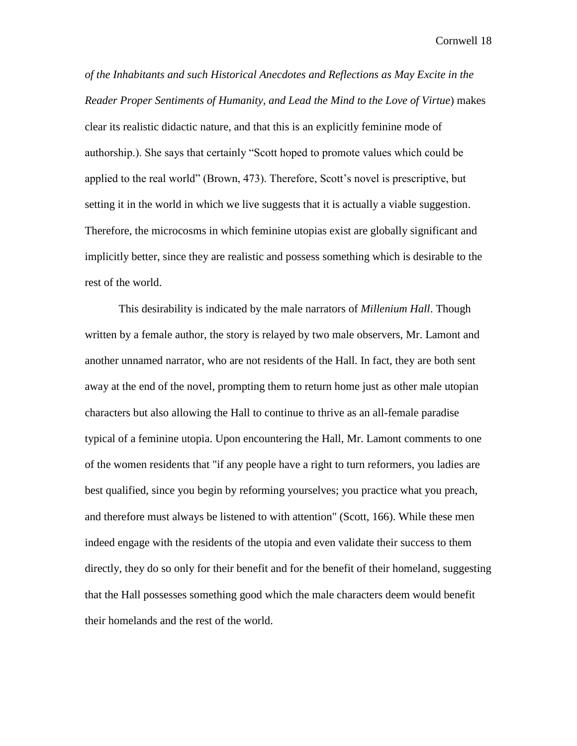*of the Inhabitants and such Historical Anecdotes and Reflections as May Excite in the Reader Proper Sentiments of Humanity, and Lead the Mind to the Love of Virtue*) makes clear its realistic didactic nature, and that this is an explicitly feminine mode of authorship.). She says that certainly "Scott hoped to promote values which could be applied to the real world" (Brown, 473). Therefore, Scott's novel is prescriptive, but setting it in the world in which we live suggests that it is actually a viable suggestion. Therefore, the microcosms in which feminine utopias exist are globally significant and implicitly better, since they are realistic and possess something which is desirable to the rest of the world.

This desirability is indicated by the male narrators of *Millenium Hall*. Though written by a female author, the story is relayed by two male observers, Mr. Lamont and another unnamed narrator, who are not residents of the Hall. In fact, they are both sent away at the end of the novel, prompting them to return home just as other male utopian characters but also allowing the Hall to continue to thrive as an all-female paradise typical of a feminine utopia. Upon encountering the Hall, Mr. Lamont comments to one of the women residents that "if any people have a right to turn reformers, you ladies are best qualified, since you begin by reforming yourselves; you practice what you preach, and therefore must always be listened to with attention" (Scott, 166). While these men indeed engage with the residents of the utopia and even validate their success to them directly, they do so only for their benefit and for the benefit of their homeland, suggesting that the Hall possesses something good which the male characters deem would benefit their homelands and the rest of the world.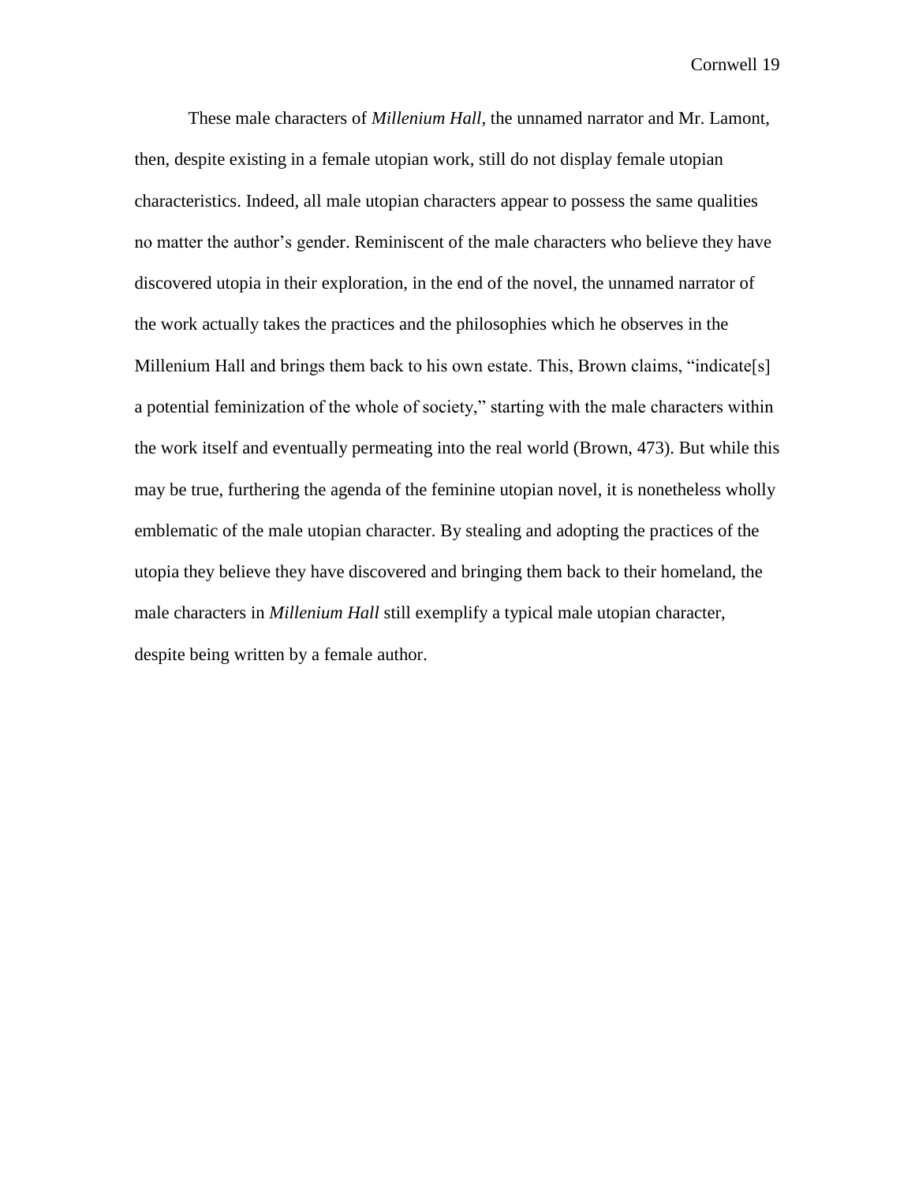These male characters of *Millenium Hall*, the unnamed narrator and Mr. Lamont, then, despite existing in a female utopian work, still do not display female utopian characteristics. Indeed, all male utopian characters appear to possess the same qualities no matter the author's gender. Reminiscent of the male characters who believe they have discovered utopia in their exploration, in the end of the novel, the unnamed narrator of the work actually takes the practices and the philosophies which he observes in the Millenium Hall and brings them back to his own estate. This, Brown claims, "indicate[s] a potential feminization of the whole of society," starting with the male characters within the work itself and eventually permeating into the real world (Brown, 473). But while this may be true, furthering the agenda of the feminine utopian novel, it is nonetheless wholly emblematic of the male utopian character. By stealing and adopting the practices of the utopia they believe they have discovered and bringing them back to their homeland, the male characters in *Millenium Hall* still exemplify a typical male utopian character, despite being written by a female author.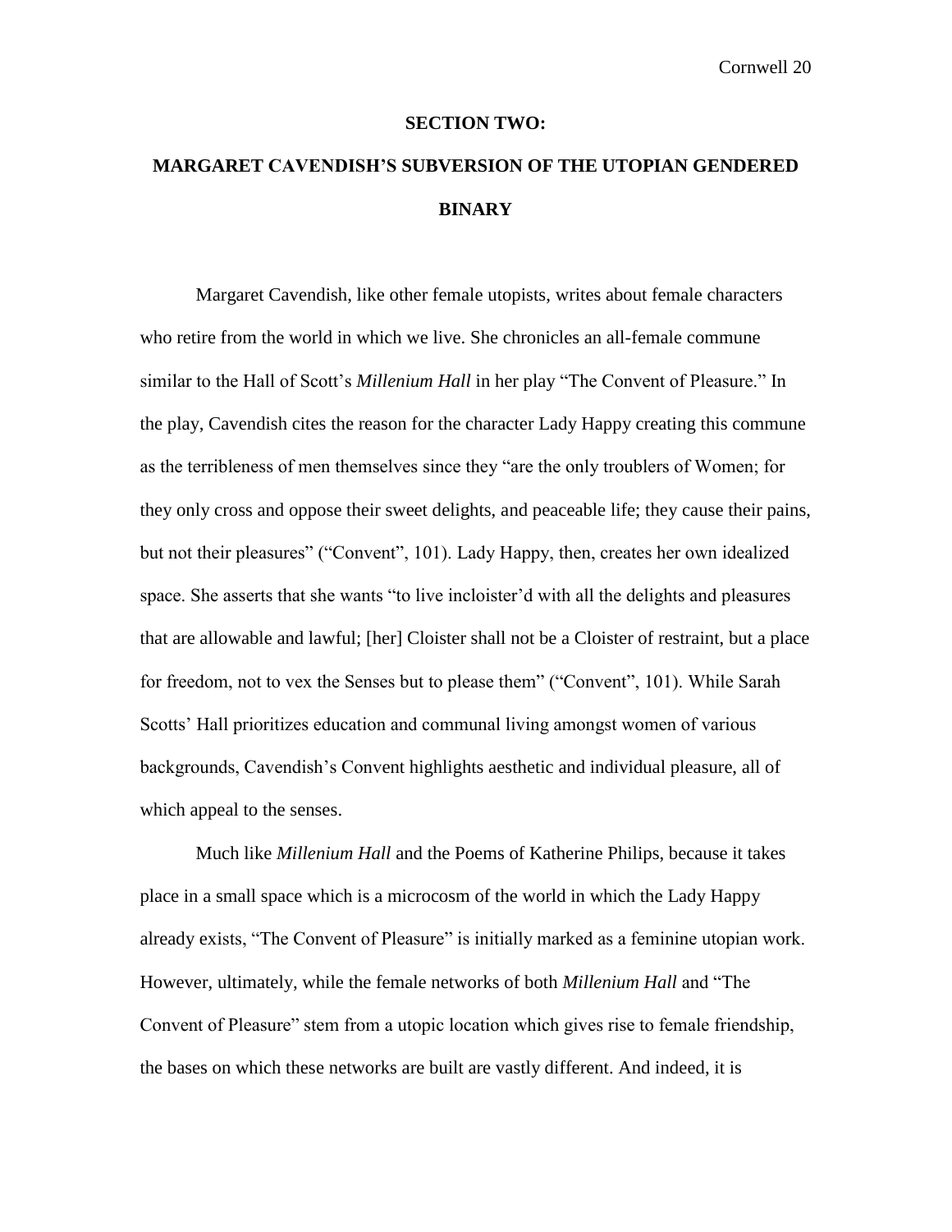## SECTION TWO:

## MARGARET CAVENDISH'S SUBVERSION OF THE UTOPIAN GENDERED BINARY

Margaret Cavendish, like other female utopists, writes about female characters who retire from the world in which we live. She chronicles an all-female commune similar to the Hall of Scott's *Millenium Hall* in her play "The Convent of Pleasure." In the play, Cavendish cites the reason for the character Lady Happy creating this commune as the terribleness of men themselves since they "are the only troublers of Women; for they only cross and oppose their sweet delights, and peaceable life; they cause their pains, but not their pleasures" ("Convent", 101). Lady Happy, then, creates her own idealized space. She asserts that she wants "to live incloister'd with all the delights and pleasures that are allowable and lawful; [her] Cloister shall not be a Cloister of restraint, but a place for freedom, not to vex the Senses but to please them" ("Convent", 101). While Sarah Scotts' Hall prioritizes education and communal living amongst women of various backgrounds, Cavendish's Convent highlights aesthetic and individual pleasure, all of which appeal to the senses.

Much like *Millenium Hall* and the Poems of Katherine Philips, because it takes place in a small space which is a microcosm of the world in which the Lady Happy already exists, "The Convent of Pleasure" is initially marked as a feminine utopian work. However, ultimately, while the female networks of both *Millenium Hall* and "The Convent of Pleasure" stem from a utopic location which gives rise to female friendship, the bases on which these networks are built are vastly different. And indeed, it is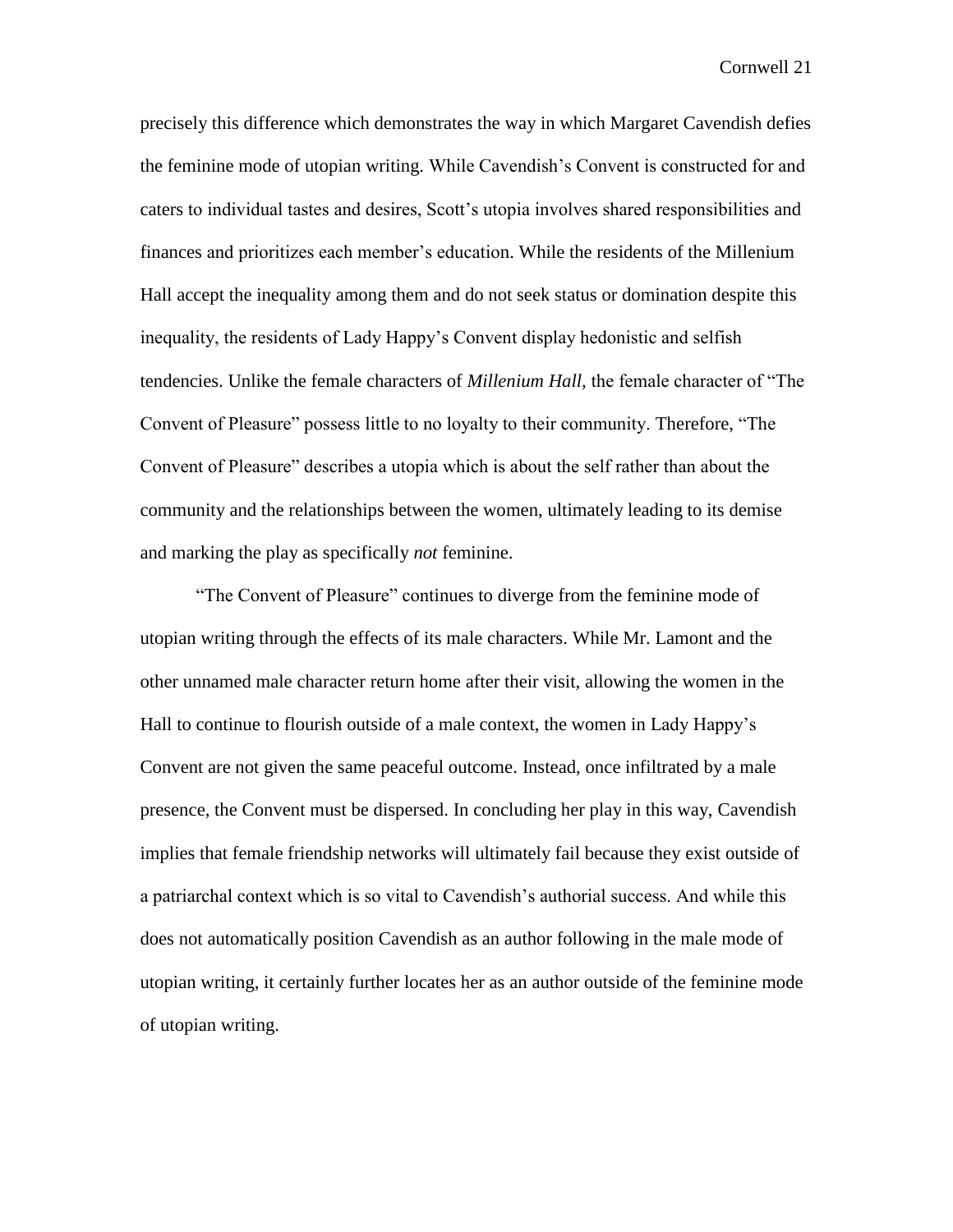precisely this difference which demonstrates the way in which Margaret Cavendish defies the feminine mode of utopian writing. While Cavendish's Convent is constructed for and caters to individual tastes and desires, Scott's utopia involves shared responsibilities and finances and prioritizes each member's education. While the residents of the Millenium Hall accept the inequality among them and do not seek status or domination despite this inequality, the residents of Lady Happy's Convent display hedonistic and selfish tendencies. Unlike the female characters of *Millenium Hall,* the female character of "The Convent of Pleasure" possess little to no loyalty to their community. Therefore, "The Convent of Pleasure" describes a utopia which is about the self rather than about the community and the relationships between the women, ultimately leading to its demise and marking the play as specifically *not* feminine.

"The Convent of Pleasure" continues to diverge from the feminine mode of utopian writing through the effects of its male characters. While Mr. Lamont and the other unnamed male character return home after their visit, allowing the women in the Hall to continue to flourish outside of a male context, the women in Lady Happy's Convent are not given the same peaceful outcome. Instead, once infiltrated by a male presence, the Convent must be dispersed. In concluding her play in this way, Cavendish implies that female friendship networks will ultimately fail because they exist outside of a patriarchal context which is so vital to Cavendish's authorial success. And while this does not automatically position Cavendish as an author following in the male mode of utopian writing, it certainly further locates her as an author outside of the feminine mode of utopian writing.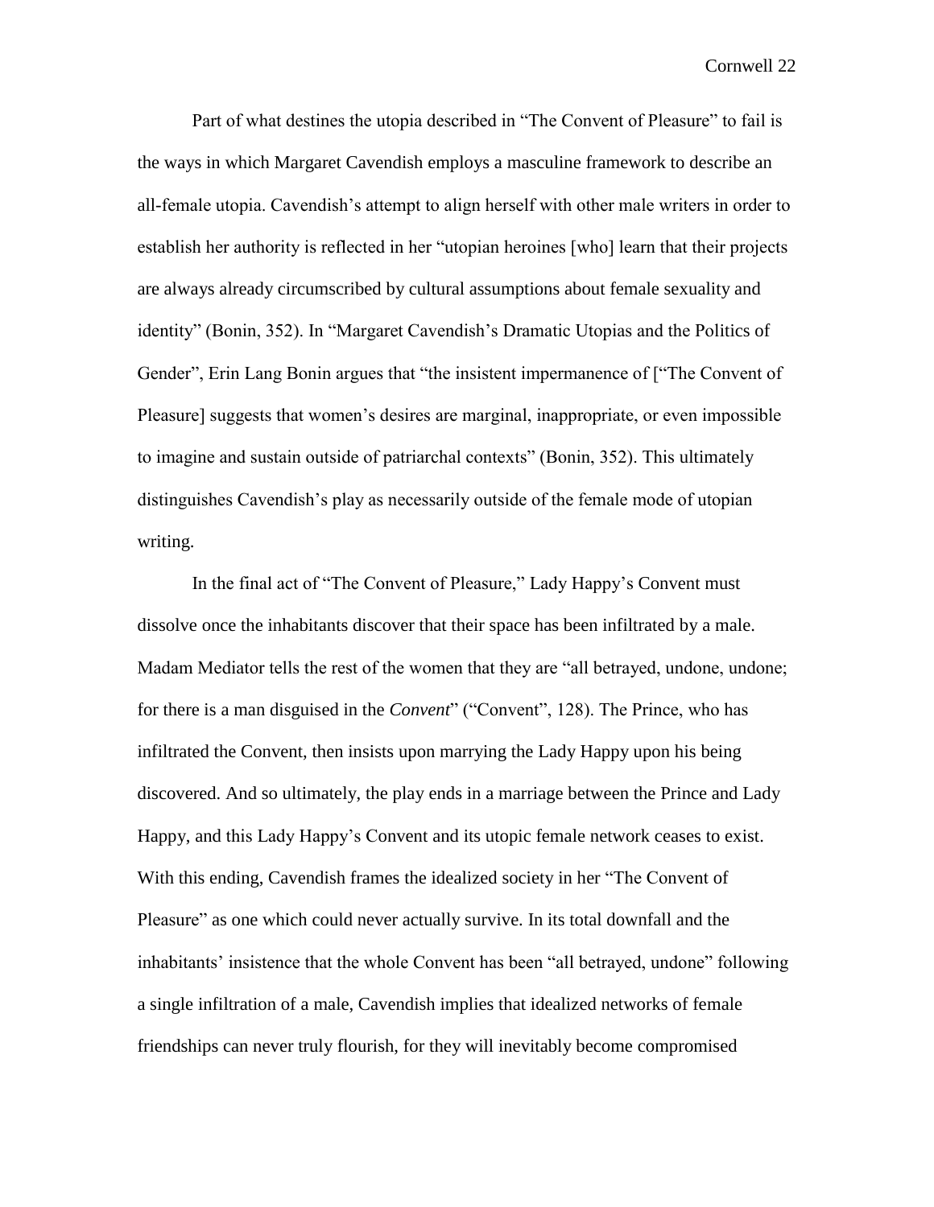Part of what destines the utopia described in “The Convent of Pleasure” to fail is the ways in which Margaret Cavendish employs a masculine framework to describe an all-female utopia. Cavendish’s attempt to align herself with other male writers in order to establish her authority is reflected in her “utopian heroines [who] learn that their projects are always already circumscribed by cultural assumptions about female sexuality and identity” (Bonin, 352). In “Margaret Cavendish’s Dramatic Utopias and the Politics of Gender”, Erin Lang Bonin argues that “the insistent impermanence of [“The Convent of Pleasure] suggests that women’s desires are marginal, inappropriate, or even impossible to imagine and sustain outside of patriarchal contexts” (Bonin, 352). This ultimately distinguishes Cavendish’s play as necessarily outside of the female mode of utopian writing.

In the final act of “The Convent of Pleasure,” Lady Happy’s Convent must dissolve once the inhabitants discover that their space has been infiltrated by a male. Madam Mediator tells the rest of the women that they are “all betrayed, undone, undone; for there is a man disguised in the *Convent*” (“Convent”, 128). The Prince, who has infiltrated the Convent, then insists upon marrying the Lady Happy upon his being discovered. And so ultimately, the play ends in a marriage between the Prince and Lady Happy, and this Lady Happy’s Convent and its utopic female network ceases to exist. With this ending, Cavendish frames the idealized society in her “The Convent of Pleasure” as one which could never actually survive. In its total downfall and the inhabitants’ insistence that the whole Convent has been “all betrayed, undone” following a single infiltration of a male, Cavendish implies that idealized networks of female friendships can never truly flourish, for they will inevitably become compromised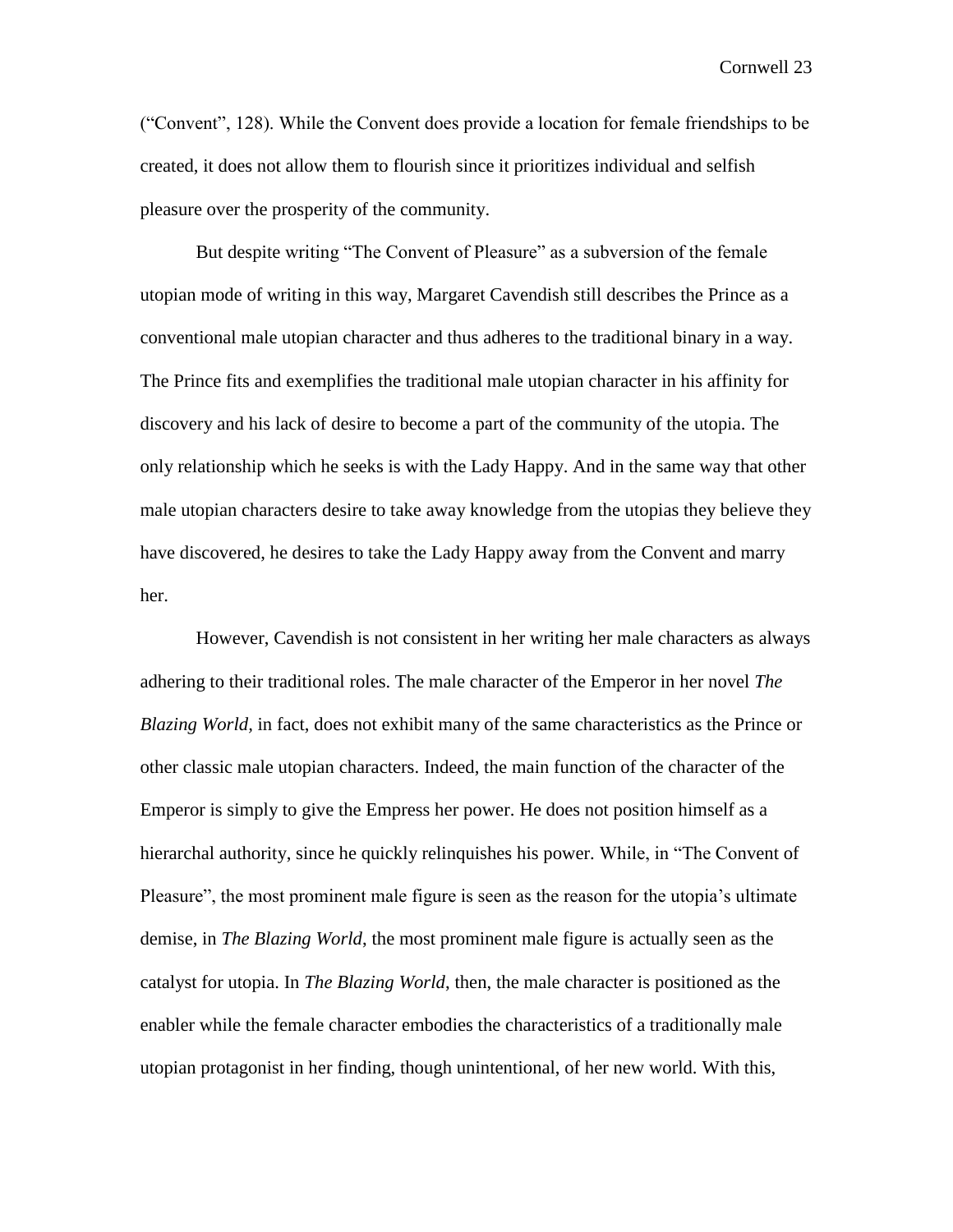("Convent", 128). While the Convent does provide a location for female friendships to be created, it does not allow them to flourish since it prioritizes individual and selfish pleasure over the prosperity of the community.

But despite writing "The Convent of Pleasure" as a subversion of the female utopian mode of writing in this way, Margaret Cavendish still describes the Prince as a conventional male utopian character and thus adheres to the traditional binary in a way. The Prince fits and exemplifies the traditional male utopian character in his affinity for discovery and his lack of desire to become a part of the community of the utopia. The only relationship which he seeks is with the Lady Happy. And in the same way that other male utopian characters desire to take away knowledge from the utopias they believe they have discovered, he desires to take the Lady Happy away from the Convent and marry her.

However, Cavendish is not consistent in her writing her male characters as always adhering to their traditional roles. The male character of the Emperor in her novel *The Blazing World*, in fact, does not exhibit many of the same characteristics as the Prince or other classic male utopian characters. Indeed, the main function of the character of the Emperor is simply to give the Empress her power. He does not position himself as a hierarchal authority, since he quickly relinquishes his power. While, in "The Convent of Pleasure", the most prominent male figure is seen as the reason for the utopia's ultimate demise, in *The Blazing World*, the most prominent male figure is actually seen as the catalyst for utopia. In *The Blazing World*, then, the male character is positioned as the enabler while the female character embodies the characteristics of a traditionally male utopian protagonist in her finding, though unintentional, of her new world. With this,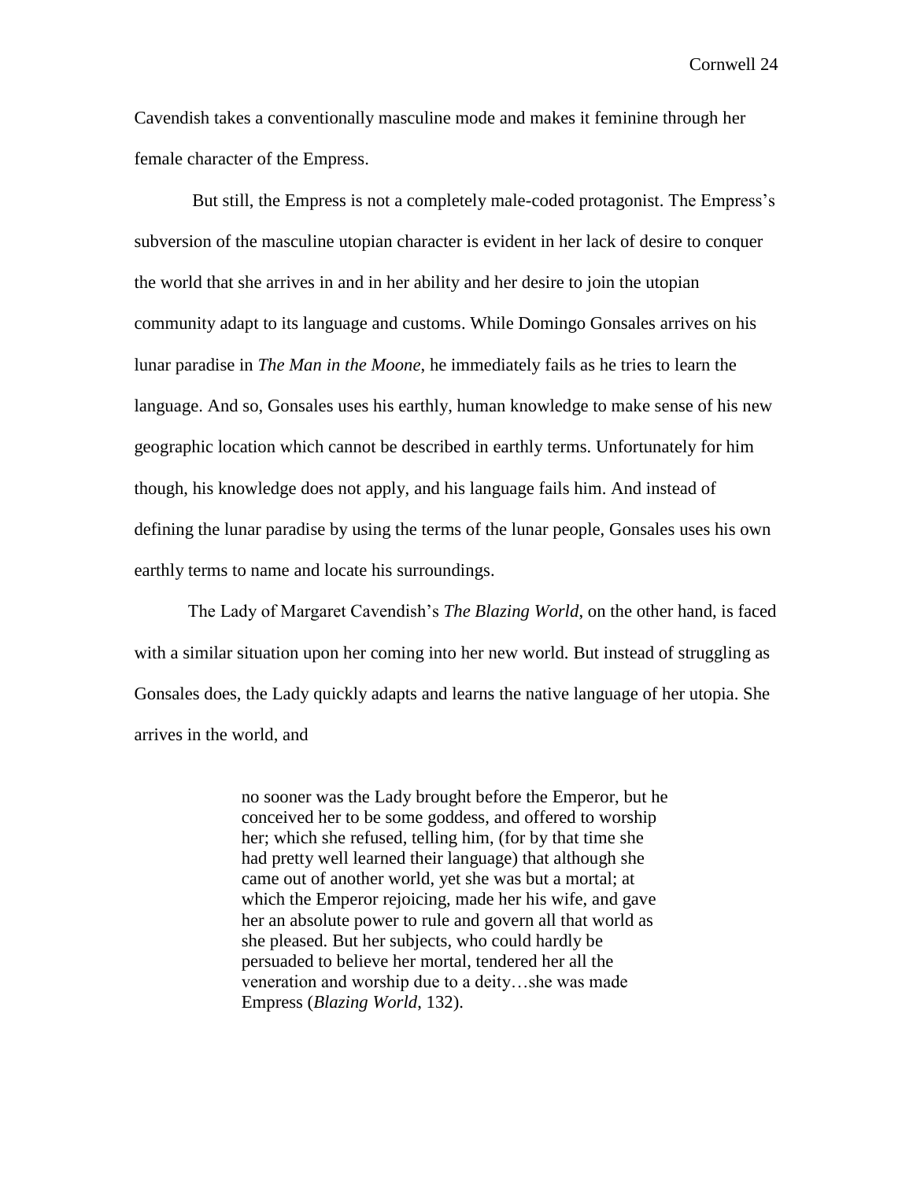Cavendish takes a conventionally masculine mode and makes it feminine through her female character of the Empress.

But still, the Empress is not a completely male-coded protagonist. The Empress's subversion of the masculine utopian character is evident in her lack of desire to conquer the world that she arrives in and in her ability and her desire to join the utopian community adapt to its language and customs. While Domingo Gonsales arrives on his lunar paradise in *The Man in the Moone*, he immediately fails as he tries to learn the language. And so, Gonsales uses his earthly, human knowledge to make sense of his new geographic location which cannot be described in earthly terms. Unfortunately for him though, his knowledge does not apply, and his language fails him. And instead of defining the lunar paradise by using the terms of the lunar people, Gonsales uses his own earthly terms to name and locate his surroundings.

The Lady of Margaret Cavendish's *The Blazing World*, on the other hand, is faced with a similar situation upon her coming into her new world. But instead of struggling as Gonsales does, the Lady quickly adapts and learns the native language of her utopia. She arrives in the world, and

> no sooner was the Lady brought before the Emperor, but he conceived her to be some goddess, and offered to worship her; which she refused, telling him, (for by that time she had pretty well learned their language) that although she came out of another world, yet she was but a mortal; at which the Emperor rejoicing, made her his wife, and gave her an absolute power to rule and govern all that world as she pleased. But her subjects, who could hardly be persuaded to believe her mortal, tendered her all the veneration and worship due to a deity…she was made Empress (*Blazing World*, 132).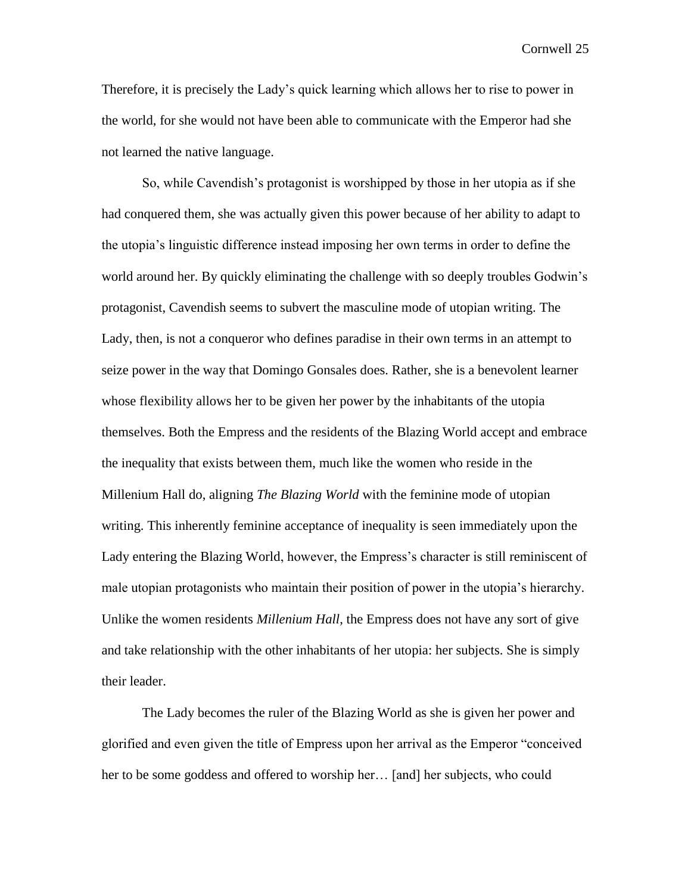Therefore, it is precisely the Lady's quick learning which allows her to rise to power in the world, for she would not have been able to communicate with the Emperor had she not learned the native language.

So, while Cavendish's protagonist is worshipped by those in her utopia as if she had conquered them, she was actually given this power because of her ability to adapt to the utopia's linguistic difference instead imposing her own terms in order to define the world around her. By quickly eliminating the challenge with so deeply troubles Godwin's protagonist, Cavendish seems to subvert the masculine mode of utopian writing. The Lady, then, is not a conqueror who defines paradise in their own terms in an attempt to seize power in the way that Domingo Gonsales does. Rather, she is a benevolent learner whose flexibility allows her to be given her power by the inhabitants of the utopia themselves. Both the Empress and the residents of the Blazing World accept and embrace the inequality that exists between them, much like the women who reside in the Millenium Hall do, aligning *The Blazing World* with the feminine mode of utopian writing. This inherently feminine acceptance of inequality is seen immediately upon the Lady entering the Blazing World, however, the Empress's character is still reminiscent of male utopian protagonists who maintain their position of power in the utopia's hierarchy. Unlike the women residents *Millenium Hall*, the Empress does not have any sort of give and take relationship with the other inhabitants of her utopia: her subjects. She is simply their leader.

The Lady becomes the ruler of the Blazing World as she is given her power and glorified and even given the title of Empress upon her arrival as the Emperor "conceived her to be some goddess and offered to worship her… [and] her subjects, who could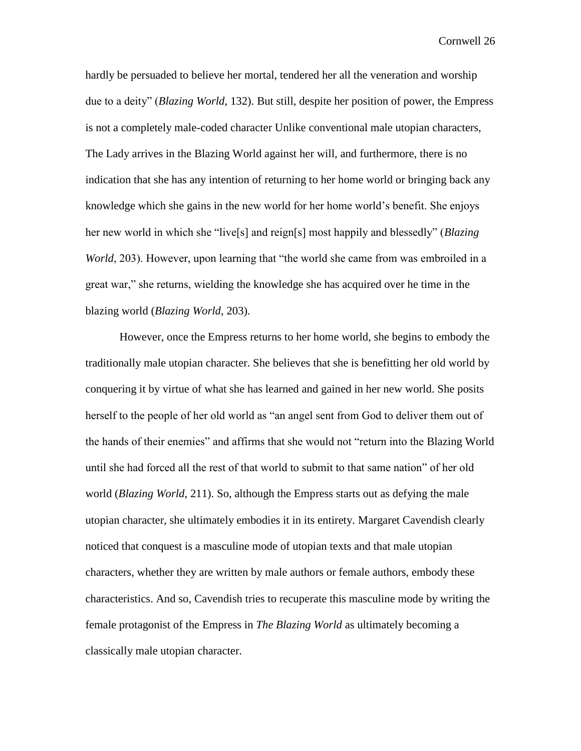hardly be persuaded to believe her mortal, tendered her all the veneration and worship due to a deity" (*Blazing World*, 132). But still, despite her position of power, the Empress is not a completely male-coded character Unlike conventional male utopian characters, The Lady arrives in the Blazing World against her will, and furthermore, there is no indication that she has any intention of returning to her home world or bringing back any knowledge which she gains in the new world for her home world's benefit. She enjoys her new world in which she "live[s] and reign[s] most happily and blessedly" (*Blazing World*, 203). However, upon learning that "the world she came from was embroiled in a great war," she returns, wielding the knowledge she has acquired over he time in the blazing world (*Blazing World*, 203).

However, once the Empress returns to her home world, she begins to embody the traditionally male utopian character. She believes that she is benefitting her old world by conquering it by virtue of what she has learned and gained in her new world. She posits herself to the people of her old world as "an angel sent from God to deliver them out of the hands of their enemies" and affirms that she would not "return into the Blazing World until she had forced all the rest of that world to submit to that same nation" of her old world (*Blazing World*, 211). So, although the Empress starts out as defying the male utopian character, she ultimately embodies it in its entirety. Margaret Cavendish clearly noticed that conquest is a masculine mode of utopian texts and that male utopian characters, whether they are written by male authors or female authors, embody these characteristics. And so, Cavendish tries to recuperate this masculine mode by writing the female protagonist of the Empress in *The Blazing World* as ultimately becoming a classically male utopian character.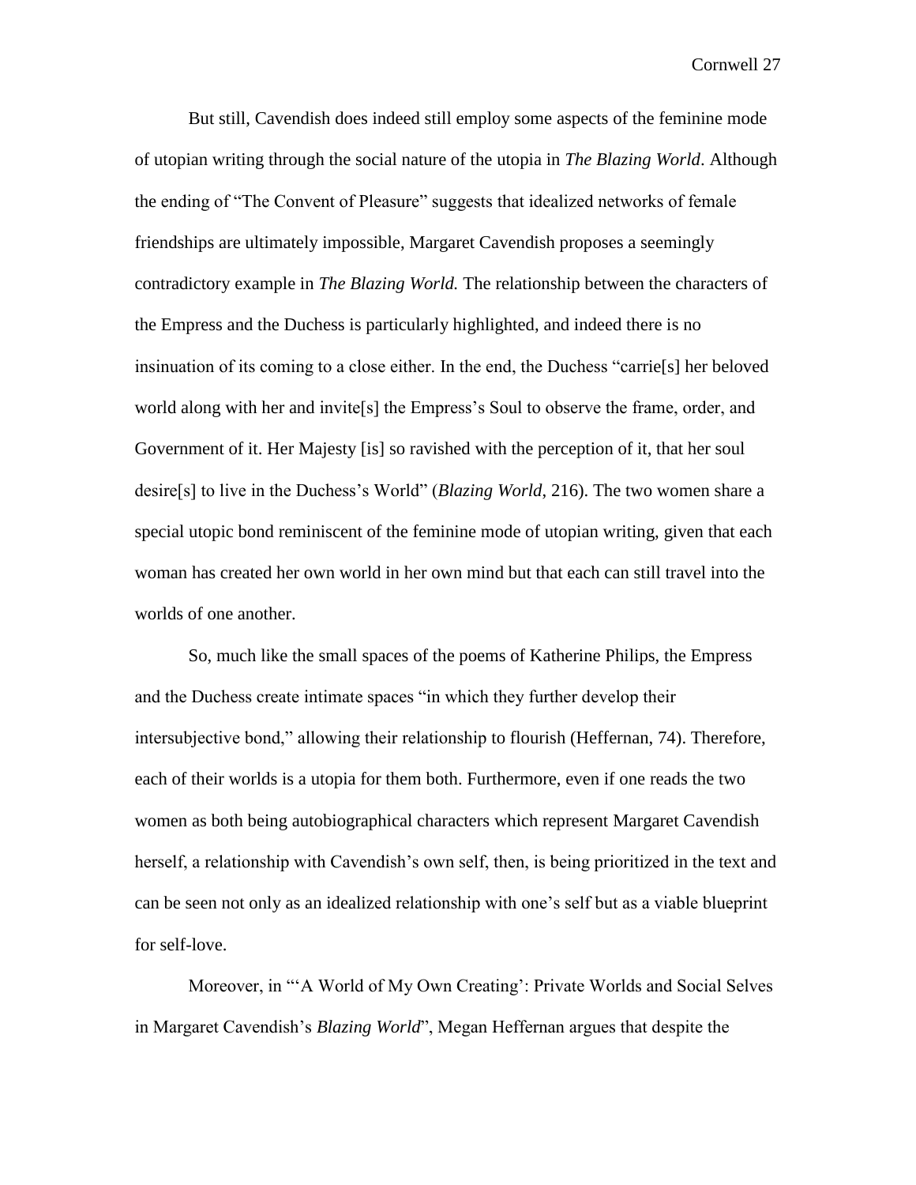But still, Cavendish does indeed still employ some aspects of the feminine mode of utopian writing through the social nature of the utopia in *The Blazing World*. Although the ending of "The Convent of Pleasure" suggests that idealized networks of female friendships are ultimately impossible, Margaret Cavendish proposes a seemingly contradictory example in *The Blazing World.* The relationship between the characters of the Empress and the Duchess is particularly highlighted, and indeed there is no insinuation of its coming to a close either. In the end, the Duchess "carrie[s] her beloved world along with her and invite[s] the Empress's Soul to observe the frame, order, and Government of it. Her Majesty [is] so ravished with the perception of it, that her soul desire[s] to live in the Duchess's World" (*Blazing World*, 216). The two women share a special utopic bond reminiscent of the feminine mode of utopian writing, given that each woman has created her own world in her own mind but that each can still travel into the worlds of one another.

So, much like the small spaces of the poems of Katherine Philips, the Empress and the Duchess create intimate spaces "in which they further develop their intersubjective bond," allowing their relationship to flourish (Heffernan, 74). Therefore, each of their worlds is a utopia for them both. Furthermore, even if one reads the two women as both being autobiographical characters which represent Margaret Cavendish herself, a relationship with Cavendish's own self, then, is being prioritized in the text and can be seen not only as an idealized relationship with one's self but as a viable blueprint for self-love.

Moreover, in "'A World of My Own Creating': Private Worlds and Social Selves in Margaret Cavendish's *Blazing World*", Megan Heffernan argues that despite the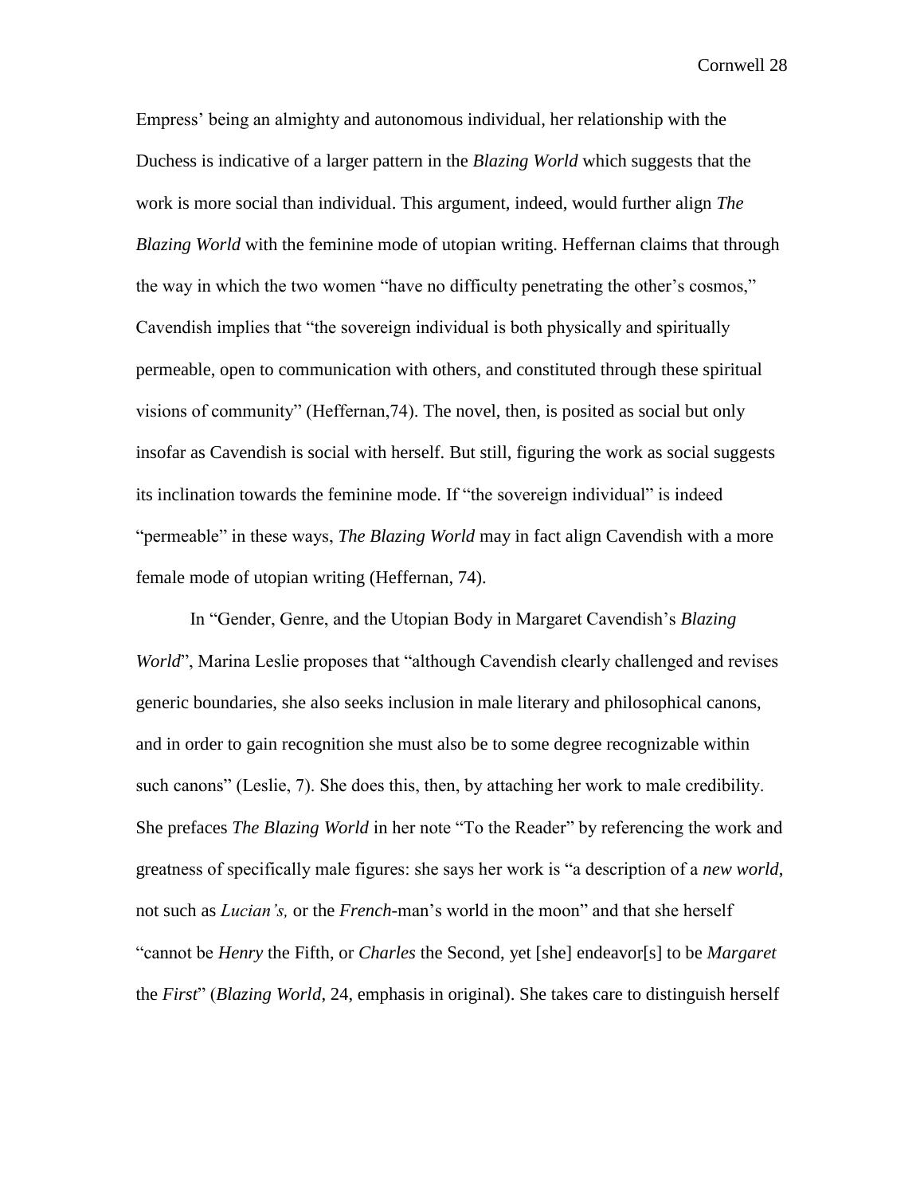Empress' being an almighty and autonomous individual, her relationship with the Duchess is indicative of a larger pattern in the *Blazing World* which suggests that the work is more social than individual. This argument, indeed, would further align *The Blazing World* with the feminine mode of utopian writing. Heffernan claims that through the way in which the two women "have no difficulty penetrating the other's cosmos," Cavendish implies that "the sovereign individual is both physically and spiritually permeable, open to communication with others, and constituted through these spiritual visions of community" (Heffernan,74). The novel, then, is posited as social but only insofar as Cavendish is social with herself. But still, figuring the work as social suggests its inclination towards the feminine mode. If "the sovereign individual" is indeed "permeable" in these ways, *The Blazing World* may in fact align Cavendish with a more female mode of utopian writing (Heffernan, 74).

In "Gender, Genre, and the Utopian Body in Margaret Cavendish's *Blazing World*", Marina Leslie proposes that "although Cavendish clearly challenged and revises generic boundaries, she also seeks inclusion in male literary and philosophical canons, and in order to gain recognition she must also be to some degree recognizable within such canons" (Leslie, 7). She does this, then, by attaching her work to male credibility. She prefaces *The Blazing World* in her note "To the Reader" by referencing the work and greatness of specifically male figures: she says her work is "a description of a *new world*, not such as *Lucian's,* or the *French*-man's world in the moon" and that she herself "cannot be *Henry* the Fifth, or *Charles* the Second, yet [she] endeavor[s] to be *Margaret* the *First*" (*Blazing World*, 24, emphasis in original). She takes care to distinguish herself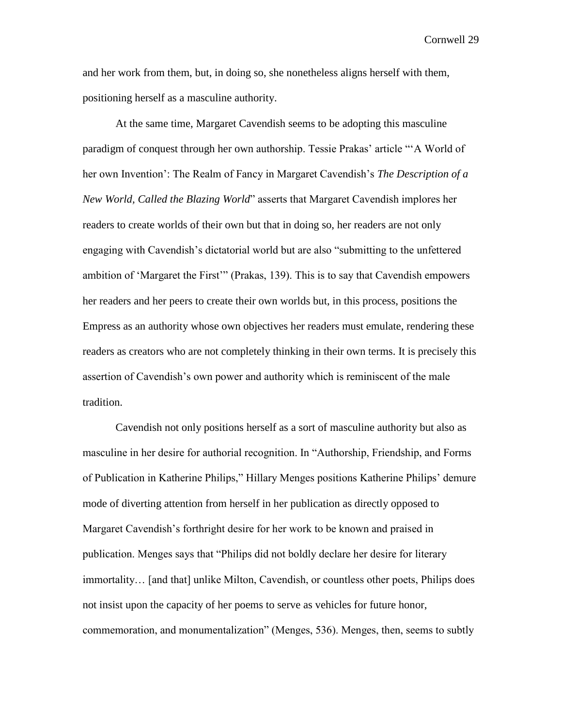and her work from them, but, in doing so, she nonetheless aligns herself with them, positioning herself as a masculine authority.

At the same time, Margaret Cavendish seems to be adopting this masculine paradigm of conquest through her own authorship. Tessie Prakas' article "'A World of her own Invention': The Realm of Fancy in Margaret Cavendish's *The Description of a New World, Called the Blazing World*" asserts that Margaret Cavendish implores her readers to create worlds of their own but that in doing so, her readers are not only engaging with Cavendish's dictatorial world but are also "submitting to the unfettered ambition of 'Margaret the First'" (Prakas, 139). This is to say that Cavendish empowers her readers and her peers to create their own worlds but, in this process, positions the Empress as an authority whose own objectives her readers must emulate, rendering these readers as creators who are not completely thinking in their own terms. It is precisely this assertion of Cavendish's own power and authority which is reminiscent of the male tradition.

Cavendish not only positions herself as a sort of masculine authority but also as masculine in her desire for authorial recognition. In "Authorship, Friendship, and Forms of Publication in Katherine Philips," Hillary Menges positions Katherine Philips' demure mode of diverting attention from herself in her publication as directly opposed to Margaret Cavendish's forthright desire for her work to be known and praised in publication. Menges says that "Philips did not boldly declare her desire for literary immortality… [and that] unlike Milton, Cavendish, or countless other poets, Philips does not insist upon the capacity of her poems to serve as vehicles for future honor, commemoration, and monumentalization" (Menges, 536). Menges, then, seems to subtly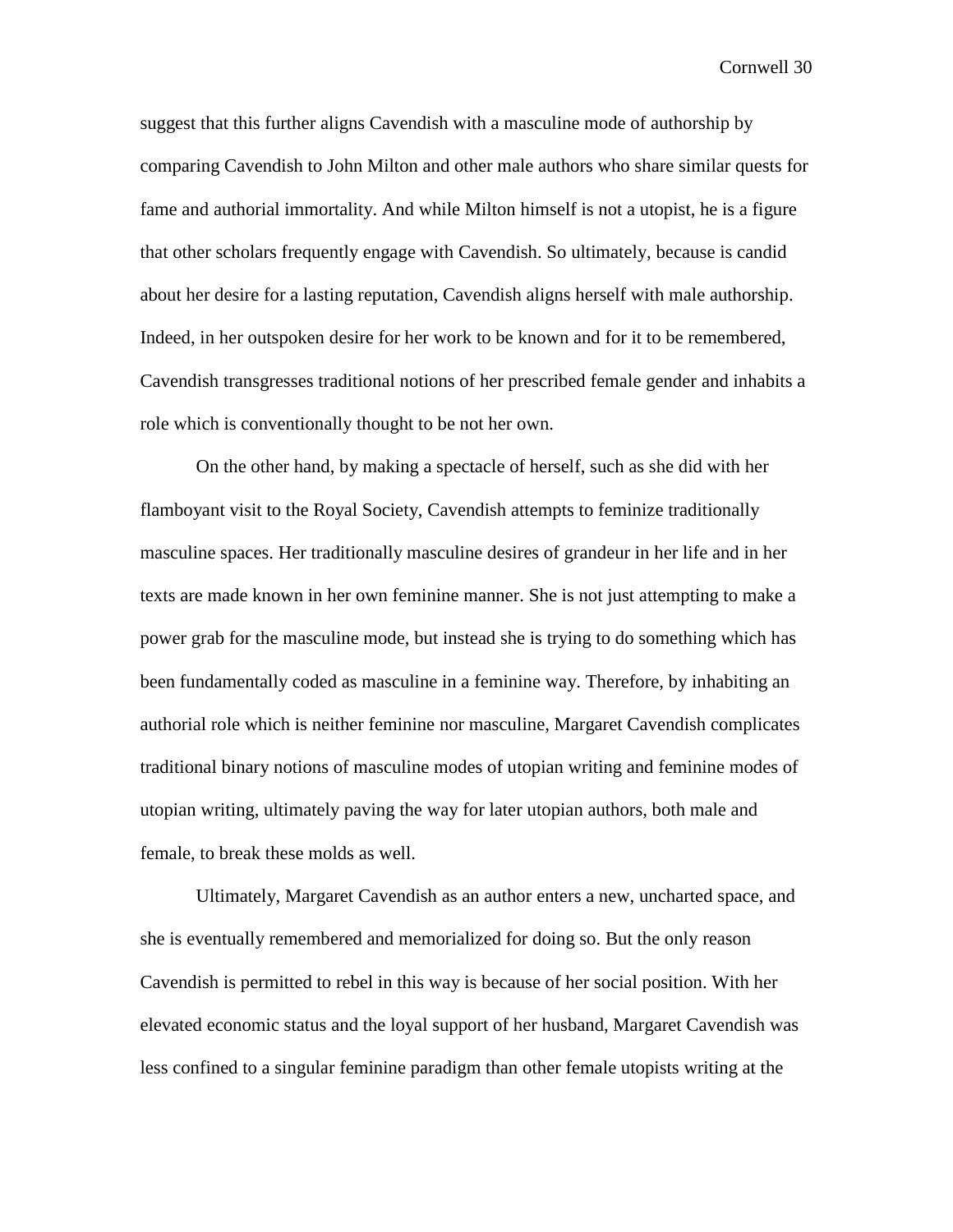suggest that this further aligns Cavendish with a masculine mode of authorship by comparing Cavendish to John Milton and other male authors who share similar quests for fame and authorial immortality. And while Milton himself is not a utopist, he is a figure that other scholars frequently engage with Cavendish. So ultimately, because is candid about her desire for a lasting reputation, Cavendish aligns herself with male authorship. Indeed, in her outspoken desire for her work to be known and for it to be remembered, Cavendish transgresses traditional notions of her prescribed female gender and inhabits a role which is conventionally thought to be not her own.

On the other hand, by making a spectacle of herself, such as she did with her flamboyant visit to the Royal Society, Cavendish attempts to feminize traditionally masculine spaces. Her traditionally masculine desires of grandeur in her life and in her texts are made known in her own feminine manner. She is not just attempting to make a power grab for the masculine mode, but instead she is trying to do something which has been fundamentally coded as masculine in a feminine way. Therefore, by inhabiting an authorial role which is neither feminine nor masculine, Margaret Cavendish complicates traditional binary notions of masculine modes of utopian writing and feminine modes of utopian writing, ultimately paving the way for later utopian authors, both male and female, to break these molds as well.

Ultimately, Margaret Cavendish as an author enters a new, uncharted space, and she is eventually remembered and memorialized for doing so. But the only reason Cavendish is permitted to rebel in this way is because of her social position. With her elevated economic status and the loyal support of her husband, Margaret Cavendish was less confined to a singular feminine paradigm than other female utopists writing at the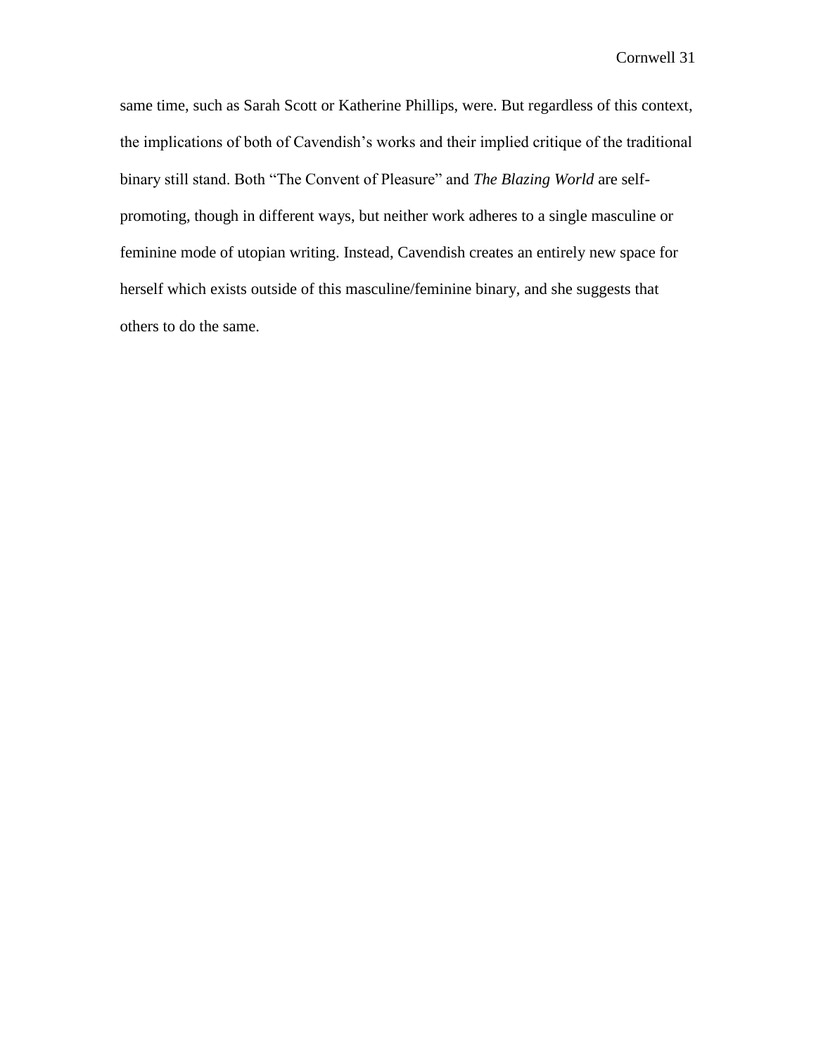same time, such as Sarah Scott or Katherine Phillips, were. But regardless of this context, the implications of both of Cavendish's works and their implied critique of the traditional binary still stand. Both "The Convent of Pleasure" and *The Blazing World* are self-promoting, though in different ways, but neither work adheres to a single masculine or feminine mode of utopian writing. Instead, Cavendish creates an entirely new space for herself which exists outside of this masculine/feminine binary, and she suggests that others to do the same.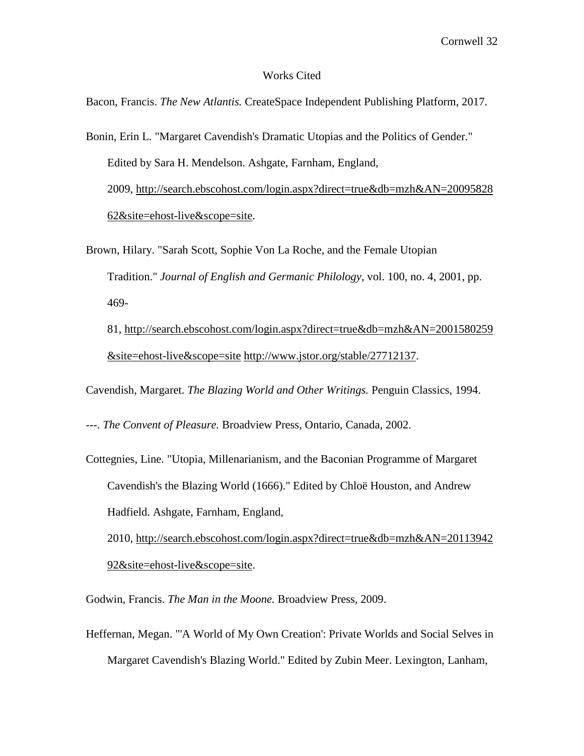# Works Cited

Bacon, Francis. *The New Atlantis.* CreateSpace Independent Publishing Platform, 2017.

Bonin, Erin L. "Margaret Cavendish's Dramatic Utopias and the Politics of Gender." Edited by Sara H. Mendelson. Ashgate, Farnham, England, 2009, http://search.ebscohost.com/login.aspx?direct=true&db=mzh&AN=2009582862&site=ehost-live&scope=site.

Brown, Hilary. "Sarah Scott, Sophie Von La Roche, and the Female Utopian Tradition." *Journal of English and Germanic Philology*, vol. 100, no. 4, 2001, pp. 469-81, http://search.ebscohost.com/login.aspx?direct=true&db=mzh&AN=2001580259&site=ehost-live&scope=site http://www.jstor.org/stable/27712137.

Cavendish, Margaret. *The Blazing World and Other Writings.* Penguin Classics, 1994.

---. *The Convent of Pleasure.* Broadview Press, Ontario, Canada, 2002.

Cottegnies, Line. "Utopia, Millenarianism, and the Baconian Programme of Margaret Cavendish's the Blazing World (1666)." Edited by Chloë Houston, and Andrew Hadfield. Ashgate, Farnham, England, 2010, http://search.ebscohost.com/login.aspx?direct=true&db=mzh&AN=2011394292&site=ehost-live&scope=site.

Godwin, Francis. *The Man in the Moone.* Broadview Press, 2009.

Heffernan, Megan. "'A World of My Own Creation': Private Worlds and Social Selves in Margaret Cavendish's Blazing World." Edited by Zubin Meer. Lexington, Lanham,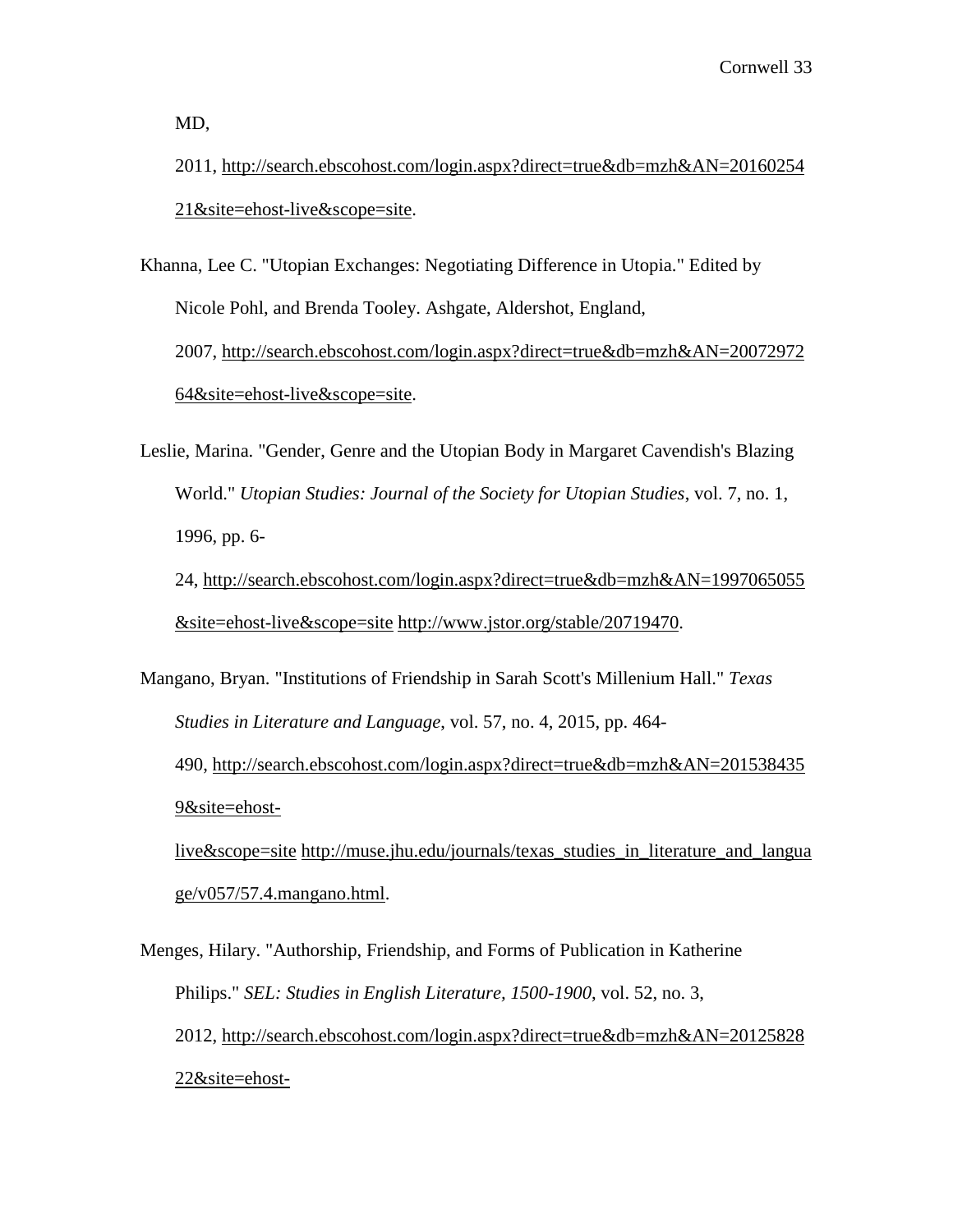MD, 2011, http://search.ebscohost.com/login.aspx?direct=true&db=mzh&AN=2016025421&site=ehost-live&scope=site.

Khanna, Lee C. "Utopian Exchanges: Negotiating Difference in Utopia." Edited by Nicole Pohl, and Brenda Tooley. Ashgate, Aldershot, England, 2007, http://search.ebscohost.com/login.aspx?direct=true&db=mzh&AN=2007297264&site=ehost-live&scope=site.

Leslie, Marina. "Gender, Genre and the Utopian Body in Margaret Cavendish's Blazing World." *Utopian Studies: Journal of the Society for Utopian Studies*, vol. 7, no. 1, 1996, pp. 6-24, http://search.ebscohost.com/login.aspx?direct=true&db=mzh&AN=1997065055&site=ehost-live&scope=site http://www.jstor.org/stable/20719470.

Mangano, Bryan. "Institutions of Friendship in Sarah Scott's Millenium Hall." *Texas Studies in Literature and Language*, vol. 57, no. 4, 2015, pp. 464-490, http://search.ebscohost.com/login.aspx?direct=true&db=mzh&AN=2015384359&site=ehost-live&scope=site http://muse.jhu.edu/journals/texas_studies_in_literature_and_language/v057/57.4.mangano.html.

Menges, Hilary. "Authorship, Friendship, and Forms of Publication in Katherine Philips." *SEL: Studies in English Literature, 1500-1900*, vol. 52, no. 3, 2012, http://search.ebscohost.com/login.aspx?direct=true&db=mzh&AN=2012582822&site=ehost-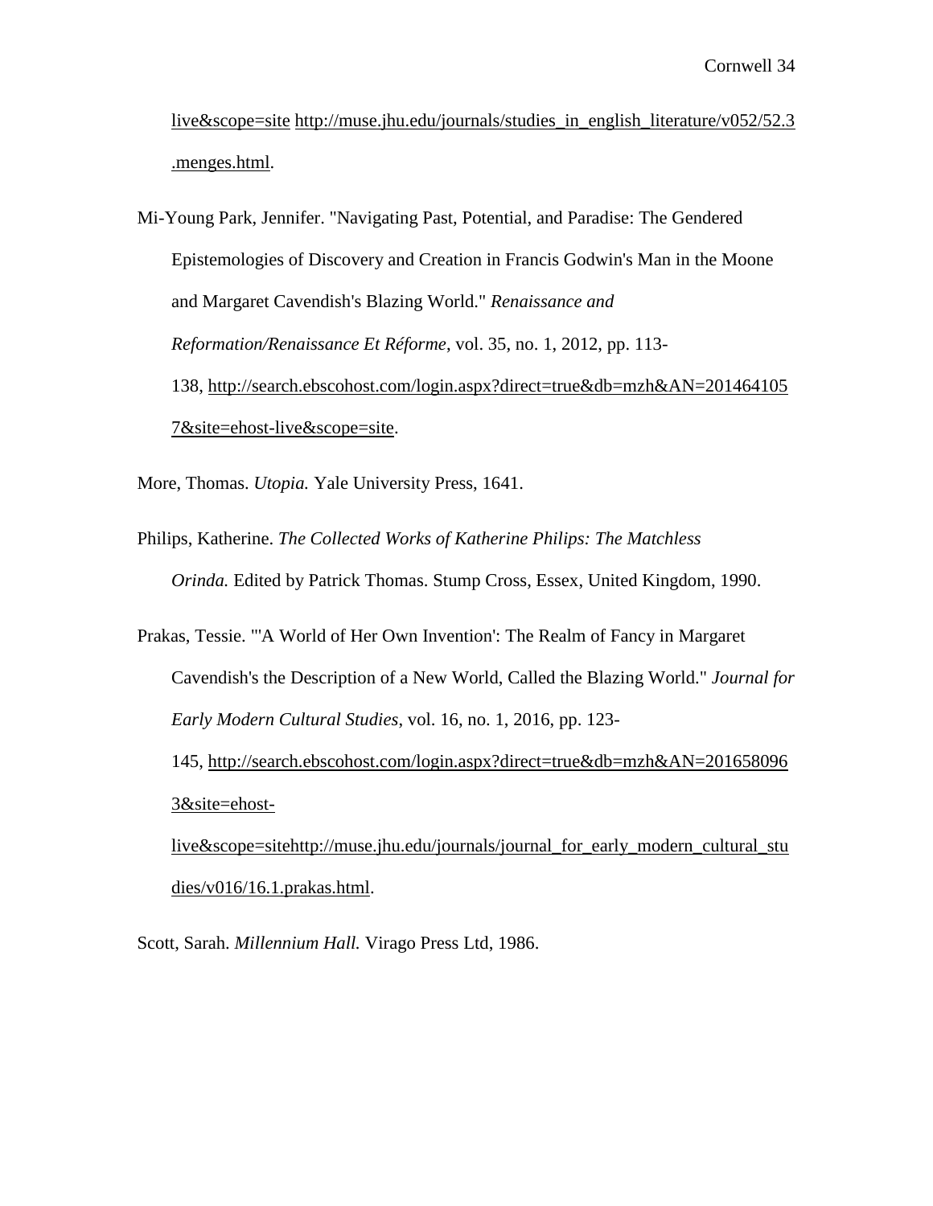live&scope=site http://muse.jhu.edu/journals/studies_in_english_literature/v052/52.3.menges.html.

Mi-Young Park, Jennifer. "Navigating Past, Potential, and Paradise: The Gendered Epistemologies of Discovery and Creation in Francis Godwin's Man in the Moone and Margaret Cavendish's Blazing World." *Renaissance and Reformation/Renaissance Et Réforme*, vol. 35, no. 1, 2012, pp. 113-138, http://search.ebscohost.com/login.aspx?direct=true&db=mzh&AN=2014641057&site=ehost-live&scope=site.

More, Thomas. *Utopia.* Yale University Press, 1641.

Philips, Katherine. *The Collected Works of Katherine Philips: The Matchless Orinda.* Edited by Patrick Thomas. Stump Cross, Essex, United Kingdom, 1990.

Prakas, Tessie. "'A World of Her Own Invention': The Realm of Fancy in Margaret Cavendish's the Description of a New World, Called the Blazing World." *Journal for Early Modern Cultural Studies*, vol. 16, no. 1, 2016, pp. 123-145, http://search.ebscohost.com/login.aspx?direct=true&db=mzh&AN=2016580963&site=ehost-live&scope=sitehttp://muse.jhu.edu/journals/journal_for_early_modern_cultural_studies/v016/16.1.prakas.html.

Scott, Sarah. *Millennium Hall.* Virago Press Ltd, 1986.